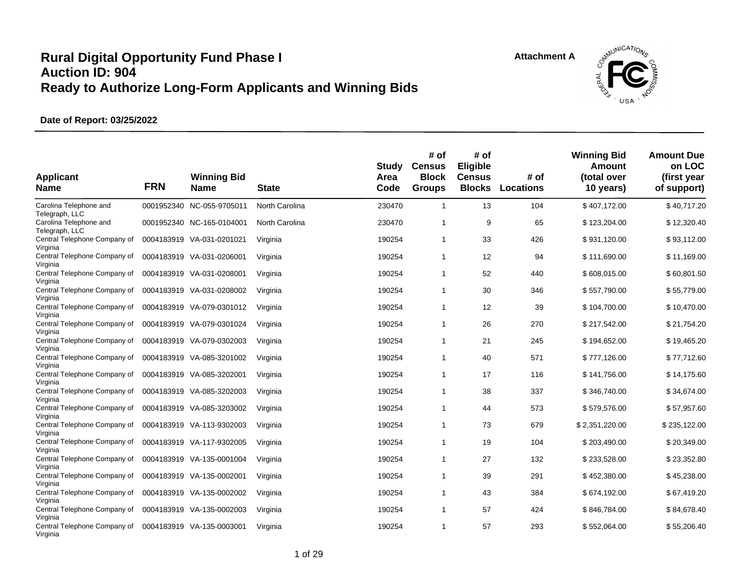# Rural Digital Opportunity Fund Phase I
# Auction ID: 904
# Ready to Authorize Long-Form Applicants and Winning Bids

**Attachment A**

**Date of Report: 03/25/2022**

| Applicant Name | FRN | Winning Bid Name | State | Study Area Code | # of Census Block Groups | # of Eligible Census Blocks | # of Locations | Winning Bid Amount (total over 10 years) | Amount Due on LOC (first year of support) |
|---|---|---|---|---|---|---|---|---|---|
| Carolina Telephone and Telegraph, LLC | 0001952340 | NC-055-9705011 | North Carolina | 230470 | 1 | 13 | 104 | $ 407,172.00 | $ 40,717.20 |
| Carolina Telephone and Telegraph, LLC | 0001952340 | NC-165-0104001 | North Carolina | 230470 | 1 | 9 | 65 | $ 123,204.00 | $ 12,320.40 |
| Central Telephone Company of Virginia | 0004183919 | VA-031-0201021 | Virginia | 190254 | 1 | 33 | 426 | $ 931,120.00 | $ 93,112.00 |
| Central Telephone Company of Virginia | 0004183919 | VA-031-0206001 | Virginia | 190254 | 1 | 12 | 94 | $ 111,690.00 | $ 11,169.00 |
| Central Telephone Company of Virginia | 0004183919 | VA-031-0208001 | Virginia | 190254 | 1 | 52 | 440 | $ 608,015.00 | $ 60,801.50 |
| Central Telephone Company of Virginia | 0004183919 | VA-031-0208002 | Virginia | 190254 | 1 | 30 | 346 | $ 557,790.00 | $ 55,779.00 |
| Central Telephone Company of Virginia | 0004183919 | VA-079-0301012 | Virginia | 190254 | 1 | 12 | 39 | $ 104,700.00 | $ 10,470.00 |
| Central Telephone Company of Virginia | 0004183919 | VA-079-0301024 | Virginia | 190254 | 1 | 26 | 270 | $ 217,542.00 | $ 21,754.20 |
| Central Telephone Company of Virginia | 0004183919 | VA-079-0302003 | Virginia | 190254 | 1 | 21 | 245 | $ 194,652.00 | $ 19,465.20 |
| Central Telephone Company of Virginia | 0004183919 | VA-085-3201002 | Virginia | 190254 | 1 | 40 | 571 | $ 777,126.00 | $ 77,712.60 |
| Central Telephone Company of Virginia | 0004183919 | VA-085-3202001 | Virginia | 190254 | 1 | 17 | 116 | $ 141,756.00 | $ 14,175.60 |
| Central Telephone Company of Virginia | 0004183919 | VA-085-3202003 | Virginia | 190254 | 1 | 38 | 337 | $ 346,740.00 | $ 34,674.00 |
| Central Telephone Company of Virginia | 0004183919 | VA-085-3203002 | Virginia | 190254 | 1 | 44 | 573 | $ 579,576.00 | $ 57,957.60 |
| Central Telephone Company of Virginia | 0004183919 | VA-113-9302003 | Virginia | 190254 | 1 | 73 | 679 | $ 2,351,220.00 | $ 235,122.00 |
| Central Telephone Company of Virginia | 0004183919 | VA-117-9302005 | Virginia | 190254 | 1 | 19 | 104 | $ 203,490.00 | $ 20,349.00 |
| Central Telephone Company of Virginia | 0004183919 | VA-135-0001004 | Virginia | 190254 | 1 | 27 | 132 | $ 233,528.00 | $ 23,352.80 |
| Central Telephone Company of Virginia | 0004183919 | VA-135-0002001 | Virginia | 190254 | 1 | 39 | 291 | $ 452,380.00 | $ 45,238.00 |
| Central Telephone Company of Virginia | 0004183919 | VA-135-0002002 | Virginia | 190254 | 1 | 43 | 384 | $ 674,192.00 | $ 67,419.20 |
| Central Telephone Company of Virginia | 0004183919 | VA-135-0002003 | Virginia | 190254 | 1 | 57 | 424 | $ 846,784.00 | $ 84,678.40 |
| Central Telephone Company of Virginia | 0004183919 | VA-135-0003001 | Virginia | 190254 | 1 | 57 | 293 | $ 552,064.00 | $ 55,206.40 |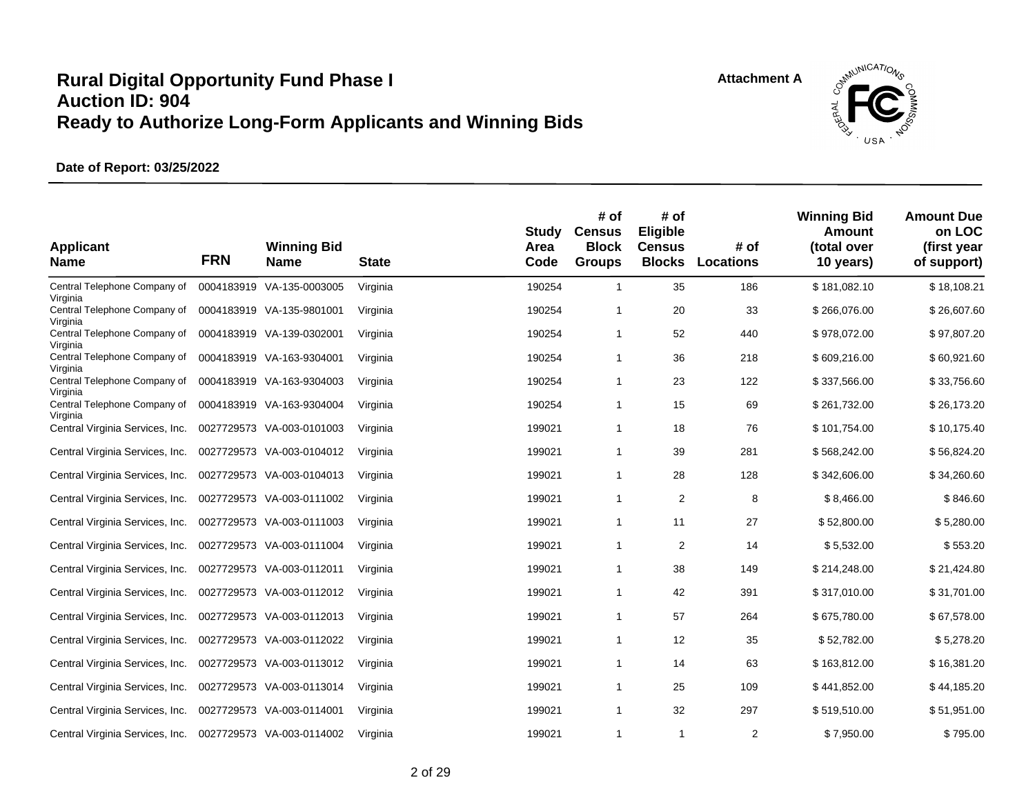# Rural Digital Opportunity Fund Phase I
# Auction ID: 904
# Ready to Authorize Long-Form Applicants and Winning Bids

Attachment A

**Date of Report: 03/25/2022**

| Applicant Name | FRN | Winning Bid Name | State | Study Area Code | # of Census Block Groups | # of Eligible Census Blocks | # of Locations | Winning Bid Amount (total over 10 years) | Amount Due on LOC (first year of support) |
|---|---|---|---|---|---|---|---|---|---|
| Central Telephone Company of Virginia | 0004183919 | VA-135-0003005 | Virginia | 190254 | 1 | 35 | 186 | $ 181,082.10 | $ 18,108.21 |
| Central Telephone Company of Virginia | 0004183919 | VA-135-9801001 | Virginia | 190254 | 1 | 20 | 33 | $ 266,076.00 | $ 26,607.60 |
| Central Telephone Company of Virginia | 0004183919 | VA-139-0302001 | Virginia | 190254 | 1 | 52 | 440 | $ 978,072.00 | $ 97,807.20 |
| Central Telephone Company of Virginia | 0004183919 | VA-163-9304001 | Virginia | 190254 | 1 | 36 | 218 | $ 609,216.00 | $ 60,921.60 |
| Central Telephone Company of Virginia | 0004183919 | VA-163-9304003 | Virginia | 190254 | 1 | 23 | 122 | $ 337,566.00 | $ 33,756.60 |
| Central Telephone Company of Virginia | 0004183919 | VA-163-9304004 | Virginia | 190254 | 1 | 15 | 69 | $ 261,732.00 | $ 26,173.20 |
| Central Virginia Services, Inc. | 0027729573 | VA-003-0101003 | Virginia | 199021 | 1 | 18 | 76 | $ 101,754.00 | $ 10,175.40 |
| Central Virginia Services, Inc. | 0027729573 | VA-003-0104012 | Virginia | 199021 | 1 | 39 | 281 | $ 568,242.00 | $ 56,824.20 |
| Central Virginia Services, Inc. | 0027729573 | VA-003-0104013 | Virginia | 199021 | 1 | 28 | 128 | $ 342,606.00 | $ 34,260.60 |
| Central Virginia Services, Inc. | 0027729573 | VA-003-0111002 | Virginia | 199021 | 1 | 2 | 8 | $ 8,466.00 | $ 846.60 |
| Central Virginia Services, Inc. | 0027729573 | VA-003-0111003 | Virginia | 199021 | 1 | 11 | 27 | $ 52,800.00 | $ 5,280.00 |
| Central Virginia Services, Inc. | 0027729573 | VA-003-0111004 | Virginia | 199021 | 1 | 2 | 14 | $ 5,532.00 | $ 553.20 |
| Central Virginia Services, Inc. | 0027729573 | VA-003-0112011 | Virginia | 199021 | 1 | 38 | 149 | $ 214,248.00 | $ 21,424.80 |
| Central Virginia Services, Inc. | 0027729573 | VA-003-0112012 | Virginia | 199021 | 1 | 42 | 391 | $ 317,010.00 | $ 31,701.00 |
| Central Virginia Services, Inc. | 0027729573 | VA-003-0112013 | Virginia | 199021 | 1 | 57 | 264 | $ 675,780.00 | $ 67,578.00 |
| Central Virginia Services, Inc. | 0027729573 | VA-003-0112022 | Virginia | 199021 | 1 | 12 | 35 | $ 52,782.00 | $ 5,278.20 |
| Central Virginia Services, Inc. | 0027729573 | VA-003-0113012 | Virginia | 199021 | 1 | 14 | 63 | $ 163,812.00 | $ 16,381.20 |
| Central Virginia Services, Inc. | 0027729573 | VA-003-0113014 | Virginia | 199021 | 1 | 25 | 109 | $ 441,852.00 | $ 44,185.20 |
| Central Virginia Services, Inc. | 0027729573 | VA-003-0114001 | Virginia | 199021 | 1 | 32 | 297 | $ 519,510.00 | $ 51,951.00 |
| Central Virginia Services, Inc. | 0027729573 | VA-003-0114002 | Virginia | 199021 | 1 | 1 | 2 | $ 7,950.00 | $ 795.00 |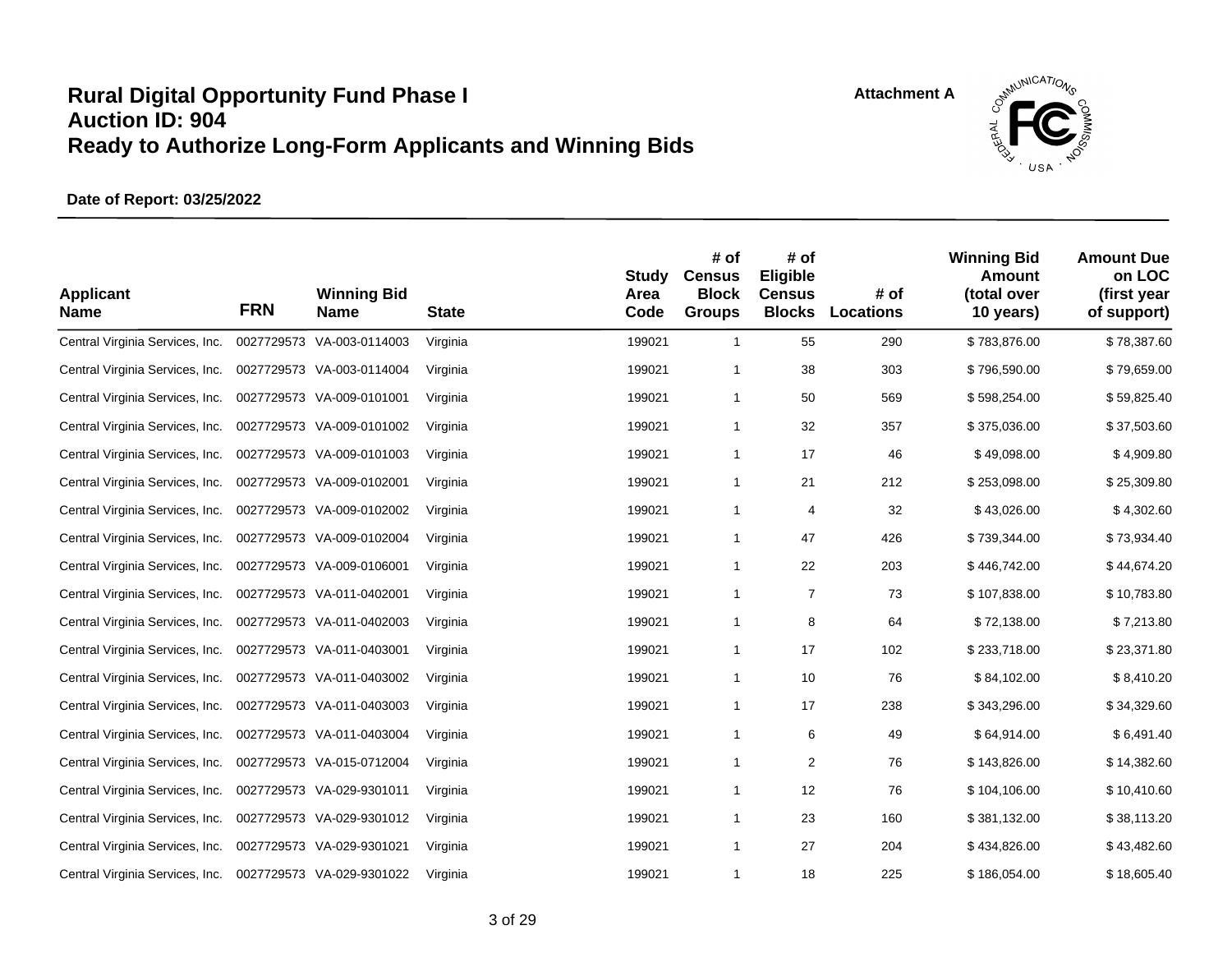# Rural Digital Opportunity Fund Phase I
# Auction ID: 904
# Ready to Authorize Long-Form Applicants and Winning Bids

Attachment A

**Date of Report: 03/25/2022**

| Applicant Name | FRN | Winning Bid Name | State | Study Area Code | # of Census Block Groups | # of Eligible Census Blocks | # of Locations | Winning Bid Amount (total over 10 years) | Amount Due on LOC (first year of support) |
|---|---|---|---|---|---|---|---|---|---|
| Central Virginia Services, Inc. | 0027729573 | VA-003-0114003 | Virginia | 199021 | 1 | 55 | 290 | $ 783,876.00 | $ 78,387.60 |
| Central Virginia Services, Inc. | 0027729573 | VA-003-0114004 | Virginia | 199021 | 1 | 38 | 303 | $ 796,590.00 | $ 79,659.00 |
| Central Virginia Services, Inc. | 0027729573 | VA-009-0101001 | Virginia | 199021 | 1 | 50 | 569 | $ 598,254.00 | $ 59,825.40 |
| Central Virginia Services, Inc. | 0027729573 | VA-009-0101002 | Virginia | 199021 | 1 | 32 | 357 | $ 375,036.00 | $ 37,503.60 |
| Central Virginia Services, Inc. | 0027729573 | VA-009-0101003 | Virginia | 199021 | 1 | 17 | 46 | $ 49,098.00 | $ 4,909.80 |
| Central Virginia Services, Inc. | 0027729573 | VA-009-0102001 | Virginia | 199021 | 1 | 21 | 212 | $ 253,098.00 | $ 25,309.80 |
| Central Virginia Services, Inc. | 0027729573 | VA-009-0102002 | Virginia | 199021 | 1 | 4 | 32 | $ 43,026.00 | $ 4,302.60 |
| Central Virginia Services, Inc. | 0027729573 | VA-009-0102004 | Virginia | 199021 | 1 | 47 | 426 | $ 739,344.00 | $ 73,934.40 |
| Central Virginia Services, Inc. | 0027729573 | VA-009-0106001 | Virginia | 199021 | 1 | 22 | 203 | $ 446,742.00 | $ 44,674.20 |
| Central Virginia Services, Inc. | 0027729573 | VA-011-0402001 | Virginia | 199021 | 1 | 7 | 73 | $ 107,838.00 | $ 10,783.80 |
| Central Virginia Services, Inc. | 0027729573 | VA-011-0402003 | Virginia | 199021 | 1 | 8 | 64 | $ 72,138.00 | $ 7,213.80 |
| Central Virginia Services, Inc. | 0027729573 | VA-011-0403001 | Virginia | 199021 | 1 | 17 | 102 | $ 233,718.00 | $ 23,371.80 |
| Central Virginia Services, Inc. | 0027729573 | VA-011-0403002 | Virginia | 199021 | 1 | 10 | 76 | $ 84,102.00 | $ 8,410.20 |
| Central Virginia Services, Inc. | 0027729573 | VA-011-0403003 | Virginia | 199021 | 1 | 17 | 238 | $ 343,296.00 | $ 34,329.60 |
| Central Virginia Services, Inc. | 0027729573 | VA-011-0403004 | Virginia | 199021 | 1 | 6 | 49 | $ 64,914.00 | $ 6,491.40 |
| Central Virginia Services, Inc. | 0027729573 | VA-015-0712004 | Virginia | 199021 | 1 | 2 | 76 | $ 143,826.00 | $ 14,382.60 |
| Central Virginia Services, Inc. | 0027729573 | VA-029-9301011 | Virginia | 199021 | 1 | 12 | 76 | $ 104,106.00 | $ 10,410.60 |
| Central Virginia Services, Inc. | 0027729573 | VA-029-9301012 | Virginia | 199021 | 1 | 23 | 160 | $ 381,132.00 | $ 38,113.20 |
| Central Virginia Services, Inc. | 0027729573 | VA-029-9301021 | Virginia | 199021 | 1 | 27 | 204 | $ 434,826.00 | $ 43,482.60 |
| Central Virginia Services, Inc. | 0027729573 | VA-029-9301022 | Virginia | 199021 | 1 | 18 | 225 | $ 186,054.00 | $ 18,605.40 |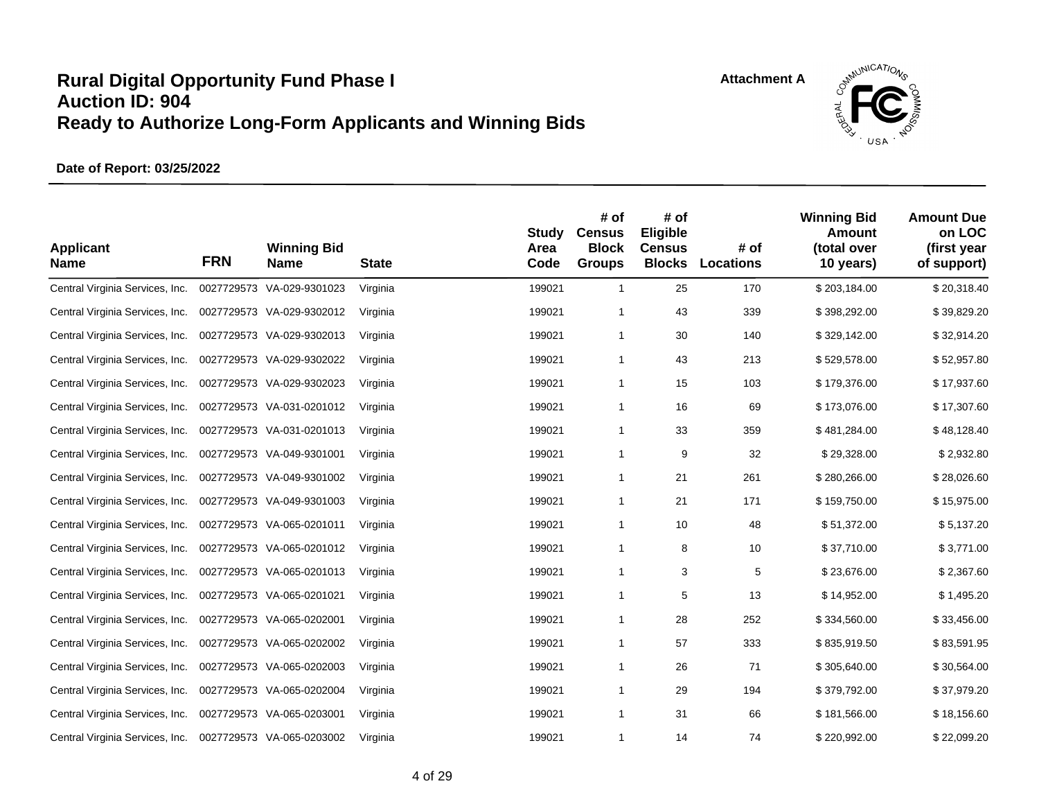# Rural Digital Opportunity Fund Phase I
# Auction ID: 904
# Ready to Authorize Long-Form Applicants and Winning Bids

Attachment A

**Date of Report: 03/25/2022**

| Applicant Name | FRN | Winning Bid Name | State | Study Area Code | # of Census Block Groups | # of Eligible Census Blocks | # of Locations | Winning Bid Amount (total over 10 years) | Amount Due on LOC (first year of support) |
|---|---|---|---|---|---|---|---|---|---|
| Central Virginia Services, Inc. | 0027729573 | VA-029-9301023 | Virginia | 199021 | 1 | 25 | 170 | $ 203,184.00 | $ 20,318.40 |
| Central Virginia Services, Inc. | 0027729573 | VA-029-9302012 | Virginia | 199021 | 1 | 43 | 339 | $ 398,292.00 | $ 39,829.20 |
| Central Virginia Services, Inc. | 0027729573 | VA-029-9302013 | Virginia | 199021 | 1 | 30 | 140 | $ 329,142.00 | $ 32,914.20 |
| Central Virginia Services, Inc. | 0027729573 | VA-029-9302022 | Virginia | 199021 | 1 | 43 | 213 | $ 529,578.00 | $ 52,957.80 |
| Central Virginia Services, Inc. | 0027729573 | VA-029-9302023 | Virginia | 199021 | 1 | 15 | 103 | $ 179,376.00 | $ 17,937.60 |
| Central Virginia Services, Inc. | 0027729573 | VA-031-0201012 | Virginia | 199021 | 1 | 16 | 69 | $ 173,076.00 | $ 17,307.60 |
| Central Virginia Services, Inc. | 0027729573 | VA-031-0201013 | Virginia | 199021 | 1 | 33 | 359 | $ 481,284.00 | $ 48,128.40 |
| Central Virginia Services, Inc. | 0027729573 | VA-049-9301001 | Virginia | 199021 | 1 | 9 | 32 | $ 29,328.00 | $ 2,932.80 |
| Central Virginia Services, Inc. | 0027729573 | VA-049-9301002 | Virginia | 199021 | 1 | 21 | 261 | $ 280,266.00 | $ 28,026.60 |
| Central Virginia Services, Inc. | 0027729573 | VA-049-9301003 | Virginia | 199021 | 1 | 21 | 171 | $ 159,750.00 | $ 15,975.00 |
| Central Virginia Services, Inc. | 0027729573 | VA-065-0201011 | Virginia | 199021 | 1 | 10 | 48 | $ 51,372.00 | $ 5,137.20 |
| Central Virginia Services, Inc. | 0027729573 | VA-065-0201012 | Virginia | 199021 | 1 | 8 | 10 | $ 37,710.00 | $ 3,771.00 |
| Central Virginia Services, Inc. | 0027729573 | VA-065-0201013 | Virginia | 199021 | 1 | 3 | 5 | $ 23,676.00 | $ 2,367.60 |
| Central Virginia Services, Inc. | 0027729573 | VA-065-0201021 | Virginia | 199021 | 1 | 5 | 13 | $ 14,952.00 | $ 1,495.20 |
| Central Virginia Services, Inc. | 0027729573 | VA-065-0202001 | Virginia | 199021 | 1 | 28 | 252 | $ 334,560.00 | $ 33,456.00 |
| Central Virginia Services, Inc. | 0027729573 | VA-065-0202002 | Virginia | 199021 | 1 | 57 | 333 | $ 835,919.50 | $ 83,591.95 |
| Central Virginia Services, Inc. | 0027729573 | VA-065-0202003 | Virginia | 199021 | 1 | 26 | 71 | $ 305,640.00 | $ 30,564.00 |
| Central Virginia Services, Inc. | 0027729573 | VA-065-0202004 | Virginia | 199021 | 1 | 29 | 194 | $ 379,792.00 | $ 37,979.20 |
| Central Virginia Services, Inc. | 0027729573 | VA-065-0203001 | Virginia | 199021 | 1 | 31 | 66 | $ 181,566.00 | $ 18,156.60 |
| Central Virginia Services, Inc. | 0027729573 | VA-065-0203002 | Virginia | 199021 | 1 | 14 | 74 | $ 220,992.00 | $ 22,099.20 |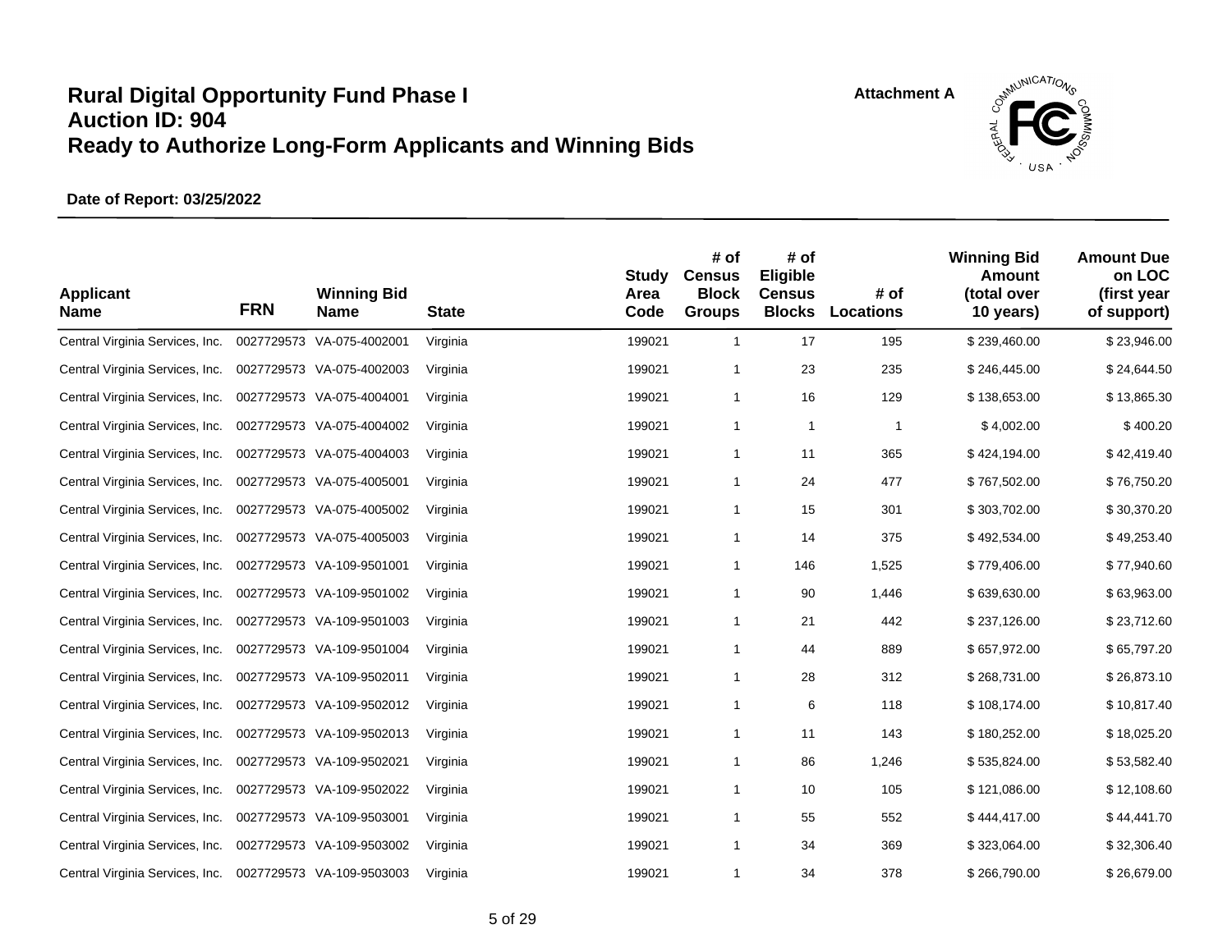# Rural Digital Opportunity Fund Phase I
# Auction ID: 904
# Ready to Authorize Long-Form Applicants and Winning Bids

Attachment A

**Date of Report: 03/25/2022**

| Applicant Name | FRN | Winning Bid Name | State | Study Area Code | # of Census Block Groups | # of Eligible Census Blocks | # of Locations | Winning Bid Amount (total over 10 years) | Amount Due on LOC (first year of support) |
|---|---|---|---|---|---|---|---|---|---|
| Central Virginia Services, Inc. | 0027729573 | VA-075-4002001 | Virginia | 199021 | 1 | 17 | 195 | $ 239,460.00 | $ 23,946.00 |
| Central Virginia Services, Inc. | 0027729573 | VA-075-4002003 | Virginia | 199021 | 1 | 23 | 235 | $ 246,445.00 | $ 24,644.50 |
| Central Virginia Services, Inc. | 0027729573 | VA-075-4004001 | Virginia | 199021 | 1 | 16 | 129 | $ 138,653.00 | $ 13,865.30 |
| Central Virginia Services, Inc. | 0027729573 | VA-075-4004002 | Virginia | 199021 | 1 | 1 | 1 | $ 4,002.00 | $ 400.20 |
| Central Virginia Services, Inc. | 0027729573 | VA-075-4004003 | Virginia | 199021 | 1 | 11 | 365 | $ 424,194.00 | $ 42,419.40 |
| Central Virginia Services, Inc. | 0027729573 | VA-075-4005001 | Virginia | 199021 | 1 | 24 | 477 | $ 767,502.00 | $ 76,750.20 |
| Central Virginia Services, Inc. | 0027729573 | VA-075-4005002 | Virginia | 199021 | 1 | 15 | 301 | $ 303,702.00 | $ 30,370.20 |
| Central Virginia Services, Inc. | 0027729573 | VA-075-4005003 | Virginia | 199021 | 1 | 14 | 375 | $ 492,534.00 | $ 49,253.40 |
| Central Virginia Services, Inc. | 0027729573 | VA-109-9501001 | Virginia | 199021 | 1 | 146 | 1,525 | $ 779,406.00 | $ 77,940.60 |
| Central Virginia Services, Inc. | 0027729573 | VA-109-9501002 | Virginia | 199021 | 1 | 90 | 1,446 | $ 639,630.00 | $ 63,963.00 |
| Central Virginia Services, Inc. | 0027729573 | VA-109-9501003 | Virginia | 199021 | 1 | 21 | 442 | $ 237,126.00 | $ 23,712.60 |
| Central Virginia Services, Inc. | 0027729573 | VA-109-9501004 | Virginia | 199021 | 1 | 44 | 889 | $ 657,972.00 | $ 65,797.20 |
| Central Virginia Services, Inc. | 0027729573 | VA-109-9502011 | Virginia | 199021 | 1 | 28 | 312 | $ 268,731.00 | $ 26,873.10 |
| Central Virginia Services, Inc. | 0027729573 | VA-109-9502012 | Virginia | 199021 | 1 | 6 | 118 | $ 108,174.00 | $ 10,817.40 |
| Central Virginia Services, Inc. | 0027729573 | VA-109-9502013 | Virginia | 199021 | 1 | 11 | 143 | $ 180,252.00 | $ 18,025.20 |
| Central Virginia Services, Inc. | 0027729573 | VA-109-9502021 | Virginia | 199021 | 1 | 86 | 1,246 | $ 535,824.00 | $ 53,582.40 |
| Central Virginia Services, Inc. | 0027729573 | VA-109-9502022 | Virginia | 199021 | 1 | 10 | 105 | $ 121,086.00 | $ 12,108.60 |
| Central Virginia Services, Inc. | 0027729573 | VA-109-9503001 | Virginia | 199021 | 1 | 55 | 552 | $ 444,417.00 | $ 44,441.70 |
| Central Virginia Services, Inc. | 0027729573 | VA-109-9503002 | Virginia | 199021 | 1 | 34 | 369 | $ 323,064.00 | $ 32,306.40 |
| Central Virginia Services, Inc. | 0027729573 | VA-109-9503003 | Virginia | 199021 | 1 | 34 | 378 | $ 266,790.00 | $ 26,679.00 |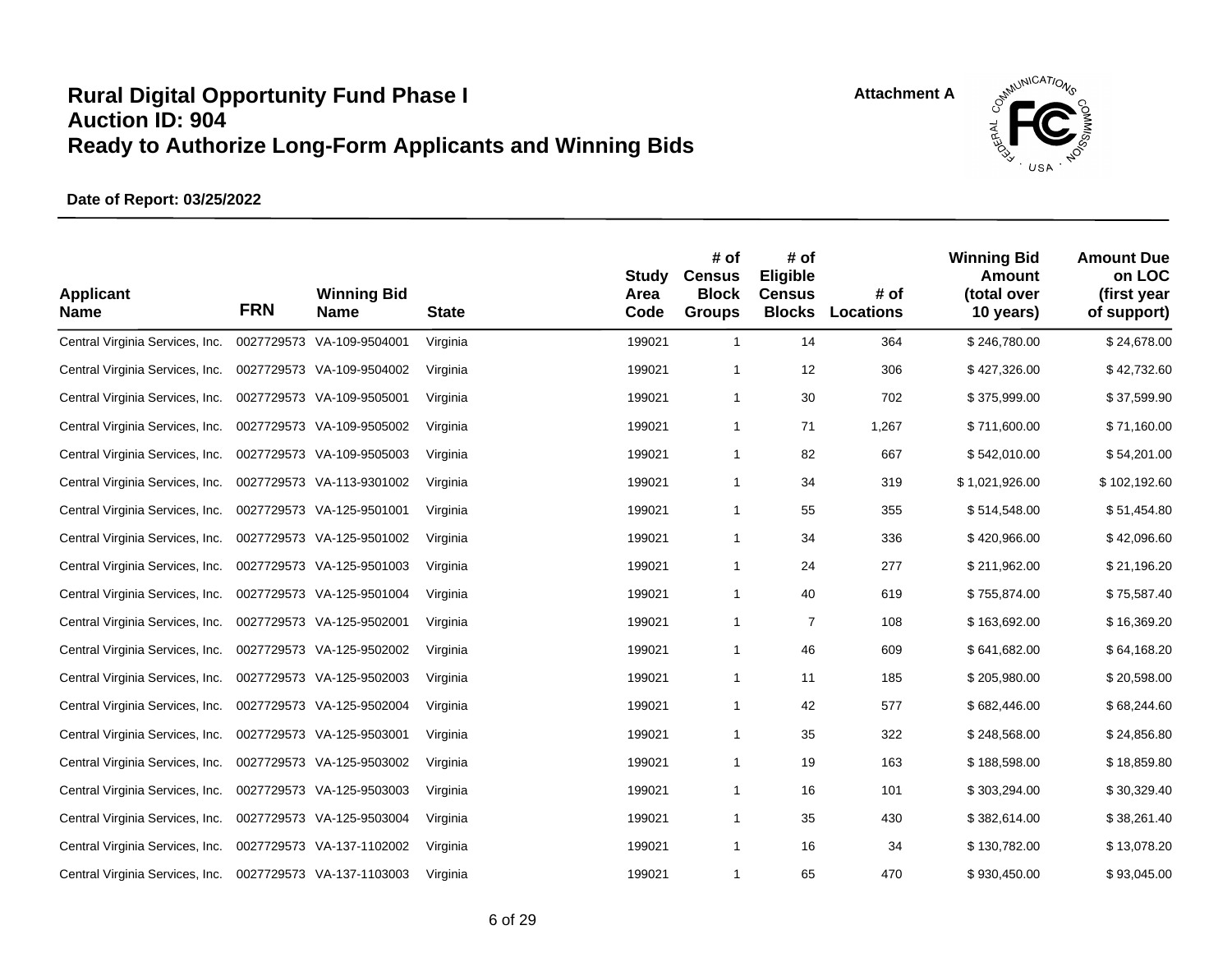# Rural Digital Opportunity Fund Phase I
# Auction ID: 904
# Ready to Authorize Long-Form Applicants and Winning Bids

**Attachment A**

**Date of Report: 03/25/2022**

| Applicant Name | FRN | Winning Bid Name | State | Study Area Code | # of Census Block Groups | # of Eligible Census Blocks | # of Locations | Winning Bid Amount (total over 10 years) | Amount Due on LOC (first year of support) |
|---|---|---|---|---|---|---|---|---|---|
| Central Virginia Services, Inc. | 0027729573 | VA-109-9504001 | Virginia | 199021 | 1 | 14 | 364 | $ 246,780.00 | $ 24,678.00 |
| Central Virginia Services, Inc. | 0027729573 | VA-109-9504002 | Virginia | 199021 | 1 | 12 | 306 | $ 427,326.00 | $ 42,732.60 |
| Central Virginia Services, Inc. | 0027729573 | VA-109-9505001 | Virginia | 199021 | 1 | 30 | 702 | $ 375,999.00 | $ 37,599.90 |
| Central Virginia Services, Inc. | 0027729573 | VA-109-9505002 | Virginia | 199021 | 1 | 71 | 1,267 | $ 711,600.00 | $ 71,160.00 |
| Central Virginia Services, Inc. | 0027729573 | VA-109-9505003 | Virginia | 199021 | 1 | 82 | 667 | $ 542,010.00 | $ 54,201.00 |
| Central Virginia Services, Inc. | 0027729573 | VA-113-9301002 | Virginia | 199021 | 1 | 34 | 319 | $ 1,021,926.00 | $ 102,192.60 |
| Central Virginia Services, Inc. | 0027729573 | VA-125-9501001 | Virginia | 199021 | 1 | 55 | 355 | $ 514,548.00 | $ 51,454.80 |
| Central Virginia Services, Inc. | 0027729573 | VA-125-9501002 | Virginia | 199021 | 1 | 34 | 336 | $ 420,966.00 | $ 42,096.60 |
| Central Virginia Services, Inc. | 0027729573 | VA-125-9501003 | Virginia | 199021 | 1 | 24 | 277 | $ 211,962.00 | $ 21,196.20 |
| Central Virginia Services, Inc. | 0027729573 | VA-125-9501004 | Virginia | 199021 | 1 | 40 | 619 | $ 755,874.00 | $ 75,587.40 |
| Central Virginia Services, Inc. | 0027729573 | VA-125-9502001 | Virginia | 199021 | 1 | 7 | 108 | $ 163,692.00 | $ 16,369.20 |
| Central Virginia Services, Inc. | 0027729573 | VA-125-9502002 | Virginia | 199021 | 1 | 46 | 609 | $ 641,682.00 | $ 64,168.20 |
| Central Virginia Services, Inc. | 0027729573 | VA-125-9502003 | Virginia | 199021 | 1 | 11 | 185 | $ 205,980.00 | $ 20,598.00 |
| Central Virginia Services, Inc. | 0027729573 | VA-125-9502004 | Virginia | 199021 | 1 | 42 | 577 | $ 682,446.00 | $ 68,244.60 |
| Central Virginia Services, Inc. | 0027729573 | VA-125-9503001 | Virginia | 199021 | 1 | 35 | 322 | $ 248,568.00 | $ 24,856.80 |
| Central Virginia Services, Inc. | 0027729573 | VA-125-9503002 | Virginia | 199021 | 1 | 19 | 163 | $ 188,598.00 | $ 18,859.80 |
| Central Virginia Services, Inc. | 0027729573 | VA-125-9503003 | Virginia | 199021 | 1 | 16 | 101 | $ 303,294.00 | $ 30,329.40 |
| Central Virginia Services, Inc. | 0027729573 | VA-125-9503004 | Virginia | 199021 | 1 | 35 | 430 | $ 382,614.00 | $ 38,261.40 |
| Central Virginia Services, Inc. | 0027729573 | VA-137-1102002 | Virginia | 199021 | 1 | 16 | 34 | $ 130,782.00 | $ 13,078.20 |
| Central Virginia Services, Inc. | 0027729573 | VA-137-1103003 | Virginia | 199021 | 1 | 65 | 470 | $ 930,450.00 | $ 93,045.00 |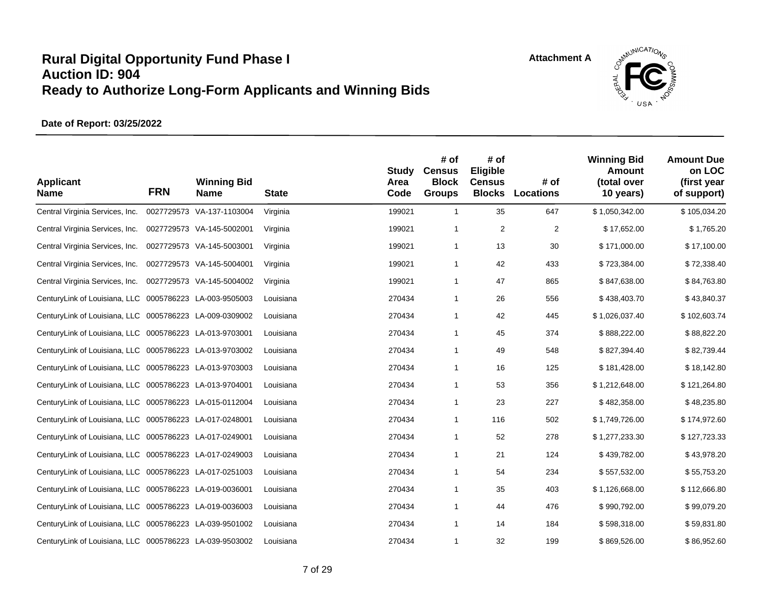# Rural Digital Opportunity Fund Phase I
# Auction ID: 904
# Ready to Authorize Long-Form Applicants and Winning Bids

**Attachment A**

**Date of Report: 03/25/2022**

| Applicant Name | FRN | Winning Bid Name | State | Study Area Code | # of Census Block Groups | # of Eligible Census Blocks | # of Locations | Winning Bid Amount (total over 10 years) | Amount Due on LOC (first year of support) |
|---|---|---|---|---|---|---|---|---|---|
| Central Virginia Services, Inc. | 0027729573 | VA-137-1103004 | Virginia | 199021 | 1 | 35 | 647 | $ 1,050,342.00 | $ 105,034.20 |
| Central Virginia Services, Inc. | 0027729573 | VA-145-5002001 | Virginia | 199021 | 1 | 2 | 2 | $ 17,652.00 | $ 1,765.20 |
| Central Virginia Services, Inc. | 0027729573 | VA-145-5003001 | Virginia | 199021 | 1 | 13 | 30 | $ 171,000.00 | $ 17,100.00 |
| Central Virginia Services, Inc. | 0027729573 | VA-145-5004001 | Virginia | 199021 | 1 | 42 | 433 | $ 723,384.00 | $ 72,338.40 |
| Central Virginia Services, Inc. | 0027729573 | VA-145-5004002 | Virginia | 199021 | 1 | 47 | 865 | $ 847,638.00 | $ 84,763.80 |
| CenturyLink of Louisiana, LLC | 0005786223 | LA-003-9505003 | Louisiana | 270434 | 1 | 26 | 556 | $ 438,403.70 | $ 43,840.37 |
| CenturyLink of Louisiana, LLC | 0005786223 | LA-009-0309002 | Louisiana | 270434 | 1 | 42 | 445 | $ 1,026,037.40 | $ 102,603.74 |
| CenturyLink of Louisiana, LLC | 0005786223 | LA-013-9703001 | Louisiana | 270434 | 1 | 45 | 374 | $ 888,222.00 | $ 88,822.20 |
| CenturyLink of Louisiana, LLC | 0005786223 | LA-013-9703002 | Louisiana | 270434 | 1 | 49 | 548 | $ 827,394.40 | $ 82,739.44 |
| CenturyLink of Louisiana, LLC | 0005786223 | LA-013-9703003 | Louisiana | 270434 | 1 | 16 | 125 | $ 181,428.00 | $ 18,142.80 |
| CenturyLink of Louisiana, LLC | 0005786223 | LA-013-9704001 | Louisiana | 270434 | 1 | 53 | 356 | $ 1,212,648.00 | $ 121,264.80 |
| CenturyLink of Louisiana, LLC | 0005786223 | LA-015-0112004 | Louisiana | 270434 | 1 | 23 | 227 | $ 482,358.00 | $ 48,235.80 |
| CenturyLink of Louisiana, LLC | 0005786223 | LA-017-0248001 | Louisiana | 270434 | 1 | 116 | 502 | $ 1,749,726.00 | $ 174,972.60 |
| CenturyLink of Louisiana, LLC | 0005786223 | LA-017-0249001 | Louisiana | 270434 | 1 | 52 | 278 | $ 1,277,233.30 | $ 127,723.33 |
| CenturyLink of Louisiana, LLC | 0005786223 | LA-017-0249003 | Louisiana | 270434 | 1 | 21 | 124 | $ 439,782.00 | $ 43,978.20 |
| CenturyLink of Louisiana, LLC | 0005786223 | LA-017-0251003 | Louisiana | 270434 | 1 | 54 | 234 | $ 557,532.00 | $ 55,753.20 |
| CenturyLink of Louisiana, LLC | 0005786223 | LA-019-0036001 | Louisiana | 270434 | 1 | 35 | 403 | $ 1,126,668.00 | $ 112,666.80 |
| CenturyLink of Louisiana, LLC | 0005786223 | LA-019-0036003 | Louisiana | 270434 | 1 | 44 | 476 | $ 990,792.00 | $ 99,079.20 |
| CenturyLink of Louisiana, LLC | 0005786223 | LA-039-9501002 | Louisiana | 270434 | 1 | 14 | 184 | $ 598,318.00 | $ 59,831.80 |
| CenturyLink of Louisiana, LLC | 0005786223 | LA-039-9503002 | Louisiana | 270434 | 1 | 32 | 199 | $ 869,526.00 | $ 86,952.60 |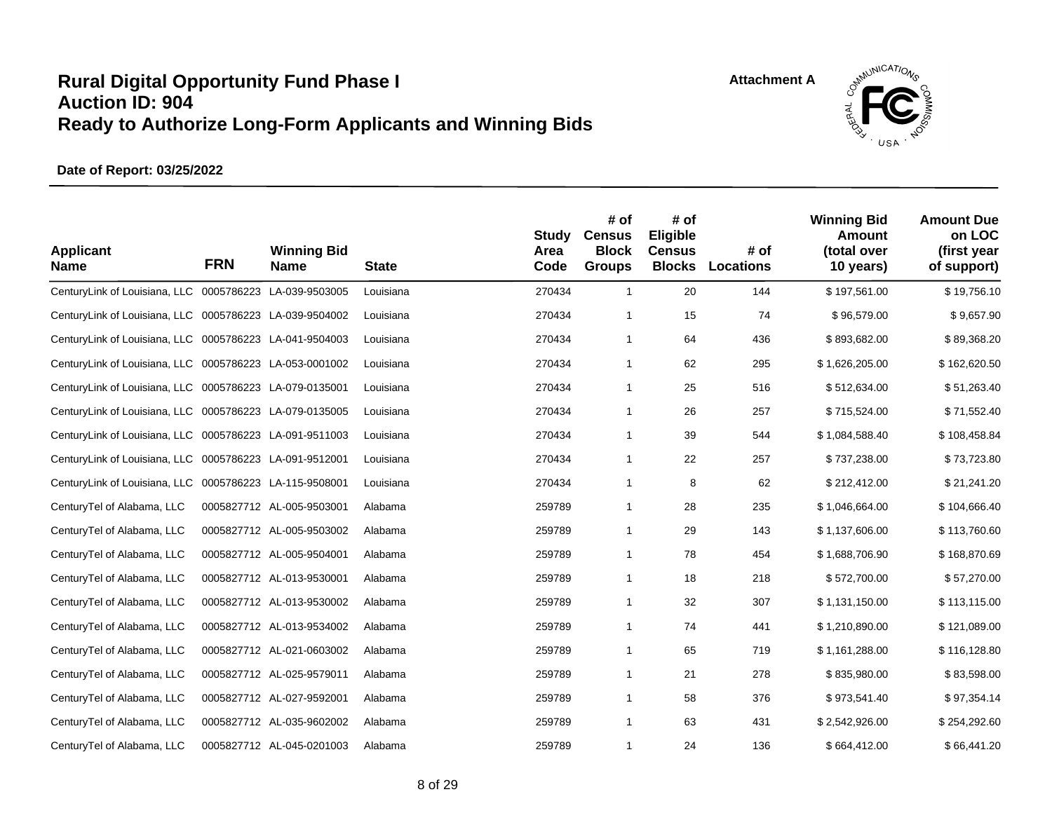# Rural Digital Opportunity Fund Phase I
# Auction ID: 904
# Ready to Authorize Long-Form Applicants and Winning Bids

Attachment A

**Date of Report: 03/25/2022**

| Applicant Name | FRN | Winning Bid Name | State | Study Area Code | # of Census Block Groups | # of Eligible Census Blocks | # of Locations | Winning Bid Amount (total over 10 years) | Amount Due on LOC (first year of support) |
|---|---|---|---|---|---|---|---|---|---|
| CenturyLink of Louisiana, LLC | 0005786223 | LA-039-9503005 | Louisiana | 270434 | 1 | 20 | 144 | $ 197,561.00 | $ 19,756.10 |
| CenturyLink of Louisiana, LLC | 0005786223 | LA-039-9504002 | Louisiana | 270434 | 1 | 15 | 74 | $ 96,579.00 | $ 9,657.90 |
| CenturyLink of Louisiana, LLC | 0005786223 | LA-041-9504003 | Louisiana | 270434 | 1 | 64 | 436 | $ 893,682.00 | $ 89,368.20 |
| CenturyLink of Louisiana, LLC | 0005786223 | LA-053-0001002 | Louisiana | 270434 | 1 | 62 | 295 | $ 1,626,205.00 | $ 162,620.50 |
| CenturyLink of Louisiana, LLC | 0005786223 | LA-079-0135001 | Louisiana | 270434 | 1 | 25 | 516 | $ 512,634.00 | $ 51,263.40 |
| CenturyLink of Louisiana, LLC | 0005786223 | LA-079-0135005 | Louisiana | 270434 | 1 | 26 | 257 | $ 715,524.00 | $ 71,552.40 |
| CenturyLink of Louisiana, LLC | 0005786223 | LA-091-9511003 | Louisiana | 270434 | 1 | 39 | 544 | $ 1,084,588.40 | $ 108,458.84 |
| CenturyLink of Louisiana, LLC | 0005786223 | LA-091-9512001 | Louisiana | 270434 | 1 | 22 | 257 | $ 737,238.00 | $ 73,723.80 |
| CenturyLink of Louisiana, LLC | 0005786223 | LA-115-9508001 | Louisiana | 270434 | 1 | 8 | 62 | $ 212,412.00 | $ 21,241.20 |
| CenturyTel of Alabama, LLC | 0005827712 | AL-005-9503001 | Alabama | 259789 | 1 | 28 | 235 | $ 1,046,664.00 | $ 104,666.40 |
| CenturyTel of Alabama, LLC | 0005827712 | AL-005-9503002 | Alabama | 259789 | 1 | 29 | 143 | $ 1,137,606.00 | $ 113,760.60 |
| CenturyTel of Alabama, LLC | 0005827712 | AL-005-9504001 | Alabama | 259789 | 1 | 78 | 454 | $ 1,688,706.90 | $ 168,870.69 |
| CenturyTel of Alabama, LLC | 0005827712 | AL-013-9530001 | Alabama | 259789 | 1 | 18 | 218 | $ 572,700.00 | $ 57,270.00 |
| CenturyTel of Alabama, LLC | 0005827712 | AL-013-9530002 | Alabama | 259789 | 1 | 32 | 307 | $ 1,131,150.00 | $ 113,115.00 |
| CenturyTel of Alabama, LLC | 0005827712 | AL-013-9534002 | Alabama | 259789 | 1 | 74 | 441 | $ 1,210,890.00 | $ 121,089.00 |
| CenturyTel of Alabama, LLC | 0005827712 | AL-021-0603002 | Alabama | 259789 | 1 | 65 | 719 | $ 1,161,288.00 | $ 116,128.80 |
| CenturyTel of Alabama, LLC | 0005827712 | AL-025-9579011 | Alabama | 259789 | 1 | 21 | 278 | $ 835,980.00 | $ 83,598.00 |
| CenturyTel of Alabama, LLC | 0005827712 | AL-027-9592001 | Alabama | 259789 | 1 | 58 | 376 | $ 973,541.40 | $ 97,354.14 |
| CenturyTel of Alabama, LLC | 0005827712 | AL-035-9602002 | Alabama | 259789 | 1 | 63 | 431 | $ 2,542,926.00 | $ 254,292.60 |
| CenturyTel of Alabama, LLC | 0005827712 | AL-045-0201003 | Alabama | 259789 | 1 | 24 | 136 | $ 664,412.00 | $ 66,441.20 |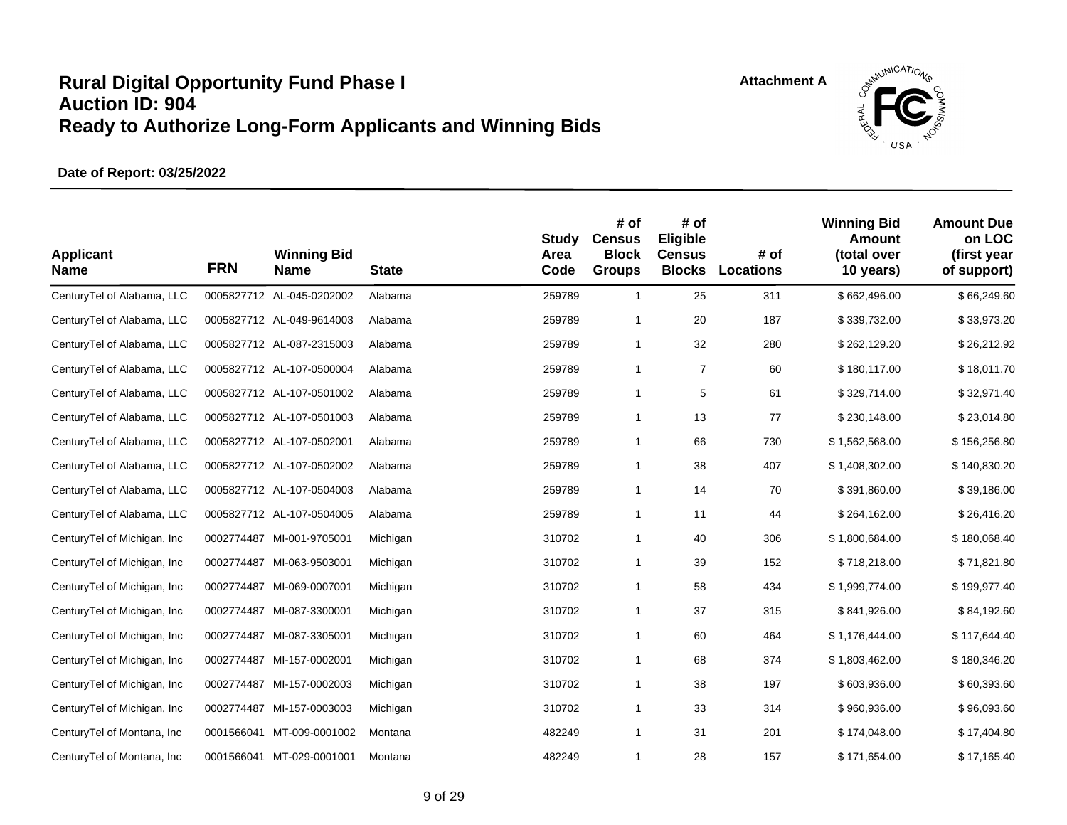# Rural Digital Opportunity Fund Phase I
# Auction ID: 904
# Ready to Authorize Long-Form Applicants and Winning Bids

Attachment A

**Date of Report: 03/25/2022**

| Applicant Name | FRN | Winning Bid Name | State | Study Area Code | # of Census Block Groups | # of Eligible Census Blocks | # of Locations | Winning Bid Amount (total over 10 years) | Amount Due on LOC (first year of support) |
|---|---|---|---|---|---|---|---|---|---|
| CenturyTel of Alabama, LLC | 0005827712 | AL-045-0202002 | Alabama | 259789 | 1 | 25 | 311 | $ 662,496.00 | $ 66,249.60 |
| CenturyTel of Alabama, LLC | 0005827712 | AL-049-9614003 | Alabama | 259789 | 1 | 20 | 187 | $ 339,732.00 | $ 33,973.20 |
| CenturyTel of Alabama, LLC | 0005827712 | AL-087-2315003 | Alabama | 259789 | 1 | 32 | 280 | $ 262,129.20 | $ 26,212.92 |
| CenturyTel of Alabama, LLC | 0005827712 | AL-107-0500004 | Alabama | 259789 | 1 | 7 | 60 | $ 180,117.00 | $ 18,011.70 |
| CenturyTel of Alabama, LLC | 0005827712 | AL-107-0501002 | Alabama | 259789 | 1 | 5 | 61 | $ 329,714.00 | $ 32,971.40 |
| CenturyTel of Alabama, LLC | 0005827712 | AL-107-0501003 | Alabama | 259789 | 1 | 13 | 77 | $ 230,148.00 | $ 23,014.80 |
| CenturyTel of Alabama, LLC | 0005827712 | AL-107-0502001 | Alabama | 259789 | 1 | 66 | 730 | $ 1,562,568.00 | $ 156,256.80 |
| CenturyTel of Alabama, LLC | 0005827712 | AL-107-0502002 | Alabama | 259789 | 1 | 38 | 407 | $ 1,408,302.00 | $ 140,830.20 |
| CenturyTel of Alabama, LLC | 0005827712 | AL-107-0504003 | Alabama | 259789 | 1 | 14 | 70 | $ 391,860.00 | $ 39,186.00 |
| CenturyTel of Alabama, LLC | 0005827712 | AL-107-0504005 | Alabama | 259789 | 1 | 11 | 44 | $ 264,162.00 | $ 26,416.20 |
| CenturyTel of Michigan, Inc | 0002774487 | MI-001-9705001 | Michigan | 310702 | 1 | 40 | 306 | $ 1,800,684.00 | $ 180,068.40 |
| CenturyTel of Michigan, Inc | 0002774487 | MI-063-9503001 | Michigan | 310702 | 1 | 39 | 152 | $ 718,218.00 | $ 71,821.80 |
| CenturyTel of Michigan, Inc | 0002774487 | MI-069-0007001 | Michigan | 310702 | 1 | 58 | 434 | $ 1,999,774.00 | $ 199,977.40 |
| CenturyTel of Michigan, Inc | 0002774487 | MI-087-3300001 | Michigan | 310702 | 1 | 37 | 315 | $ 841,926.00 | $ 84,192.60 |
| CenturyTel of Michigan, Inc | 0002774487 | MI-087-3305001 | Michigan | 310702 | 1 | 60 | 464 | $ 1,176,444.00 | $ 117,644.40 |
| CenturyTel of Michigan, Inc | 0002774487 | MI-157-0002001 | Michigan | 310702 | 1 | 68 | 374 | $ 1,803,462.00 | $ 180,346.20 |
| CenturyTel of Michigan, Inc | 0002774487 | MI-157-0002003 | Michigan | 310702 | 1 | 38 | 197 | $ 603,936.00 | $ 60,393.60 |
| CenturyTel of Michigan, Inc | 0002774487 | MI-157-0003003 | Michigan | 310702 | 1 | 33 | 314 | $ 960,936.00 | $ 96,093.60 |
| CenturyTel of Montana, Inc | 0001566041 | MT-009-0001002 | Montana | 482249 | 1 | 31 | 201 | $ 174,048.00 | $ 17,404.80 |
| CenturyTel of Montana, Inc | 0001566041 | MT-029-0001001 | Montana | 482249 | 1 | 28 | 157 | $ 171,654.00 | $ 17,165.40 |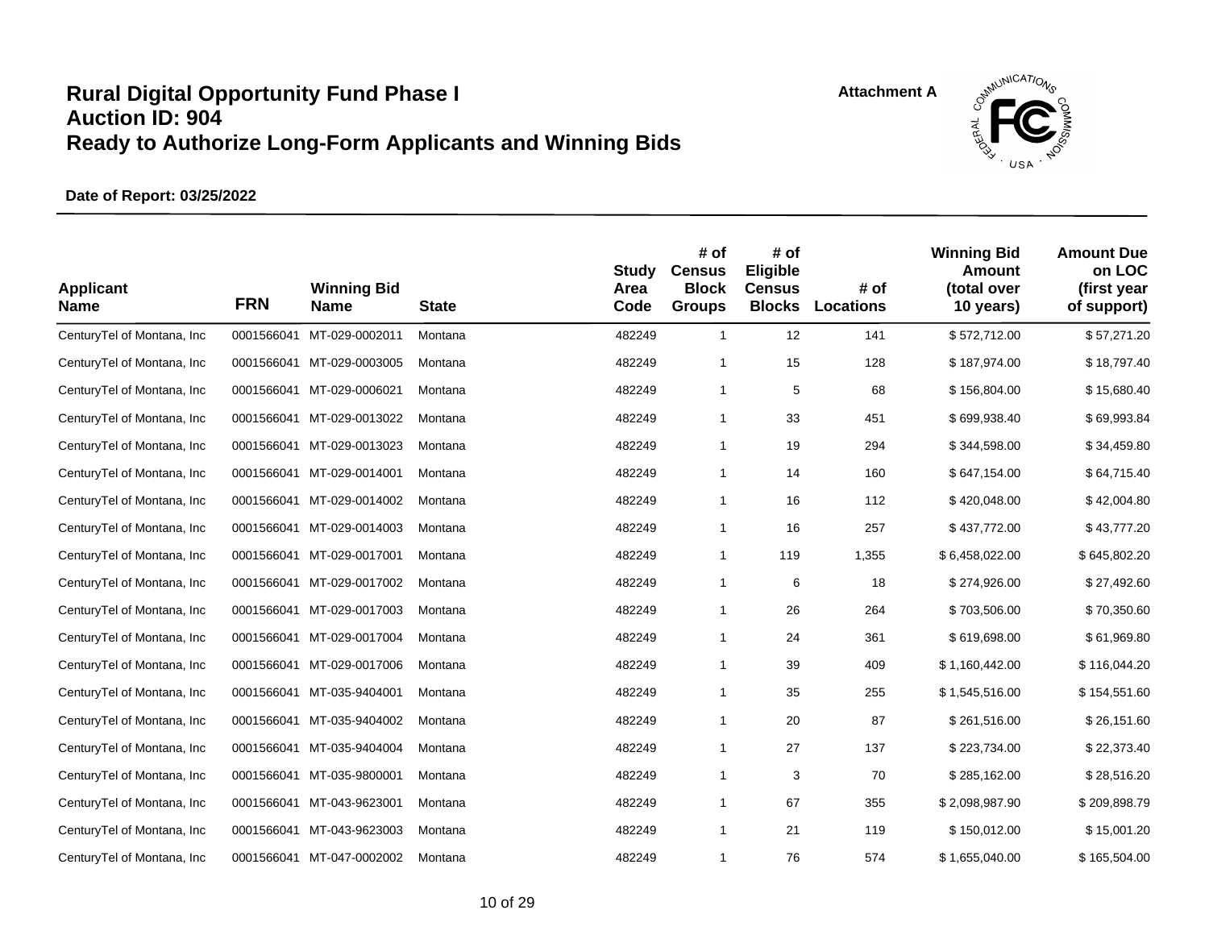# Rural Digital Opportunity Fund Phase I
# Auction ID: 904
# Ready to Authorize Long-Form Applicants and Winning Bids

Attachment A

**Date of Report: 03/25/2022**

| Applicant Name | FRN | Winning Bid Name | State | Study Area Code | # of Census Block Groups | # of Eligible Census Blocks | # of Locations | Winning Bid Amount (total over 10 years) | Amount Due on LOC (first year of support) |
|---|---|---|---|---|---|---|---|---|---|
| CenturyTel of Montana, Inc | 0001566041 | MT-029-0002011 | Montana | 482249 | 1 | 12 | 141 | $ 572,712.00 | $ 57,271.20 |
| CenturyTel of Montana, Inc | 0001566041 | MT-029-0003005 | Montana | 482249 | 1 | 15 | 128 | $ 187,974.00 | $ 18,797.40 |
| CenturyTel of Montana, Inc | 0001566041 | MT-029-0006021 | Montana | 482249 | 1 | 5 | 68 | $ 156,804.00 | $ 15,680.40 |
| CenturyTel of Montana, Inc | 0001566041 | MT-029-0013022 | Montana | 482249 | 1 | 33 | 451 | $ 699,938.40 | $ 69,993.84 |
| CenturyTel of Montana, Inc | 0001566041 | MT-029-0013023 | Montana | 482249 | 1 | 19 | 294 | $ 344,598.00 | $ 34,459.80 |
| CenturyTel of Montana, Inc | 0001566041 | MT-029-0014001 | Montana | 482249 | 1 | 14 | 160 | $ 647,154.00 | $ 64,715.40 |
| CenturyTel of Montana, Inc | 0001566041 | MT-029-0014002 | Montana | 482249 | 1 | 16 | 112 | $ 420,048.00 | $ 42,004.80 |
| CenturyTel of Montana, Inc | 0001566041 | MT-029-0014003 | Montana | 482249 | 1 | 16 | 257 | $ 437,772.00 | $ 43,777.20 |
| CenturyTel of Montana, Inc | 0001566041 | MT-029-0017001 | Montana | 482249 | 1 | 119 | 1,355 | $ 6,458,022.00 | $ 645,802.20 |
| CenturyTel of Montana, Inc | 0001566041 | MT-029-0017002 | Montana | 482249 | 1 | 6 | 18 | $ 274,926.00 | $ 27,492.60 |
| CenturyTel of Montana, Inc | 0001566041 | MT-029-0017003 | Montana | 482249 | 1 | 26 | 264 | $ 703,506.00 | $ 70,350.60 |
| CenturyTel of Montana, Inc | 0001566041 | MT-029-0017004 | Montana | 482249 | 1 | 24 | 361 | $ 619,698.00 | $ 61,969.80 |
| CenturyTel of Montana, Inc | 0001566041 | MT-029-0017006 | Montana | 482249 | 1 | 39 | 409 | $ 1,160,442.00 | $ 116,044.20 |
| CenturyTel of Montana, Inc | 0001566041 | MT-035-9404001 | Montana | 482249 | 1 | 35 | 255 | $ 1,545,516.00 | $ 154,551.60 |
| CenturyTel of Montana, Inc | 0001566041 | MT-035-9404002 | Montana | 482249 | 1 | 20 | 87 | $ 261,516.00 | $ 26,151.60 |
| CenturyTel of Montana, Inc | 0001566041 | MT-035-9404004 | Montana | 482249 | 1 | 27 | 137 | $ 223,734.00 | $ 22,373.40 |
| CenturyTel of Montana, Inc | 0001566041 | MT-035-9800001 | Montana | 482249 | 1 | 3 | 70 | $ 285,162.00 | $ 28,516.20 |
| CenturyTel of Montana, Inc | 0001566041 | MT-043-9623001 | Montana | 482249 | 1 | 67 | 355 | $ 2,098,987.90 | $ 209,898.79 |
| CenturyTel of Montana, Inc | 0001566041 | MT-043-9623003 | Montana | 482249 | 1 | 21 | 119 | $ 150,012.00 | $ 15,001.20 |
| CenturyTel of Montana, Inc | 0001566041 | MT-047-0002002 | Montana | 482249 | 1 | 76 | 574 | $ 1,655,040.00 | $ 165,504.00 |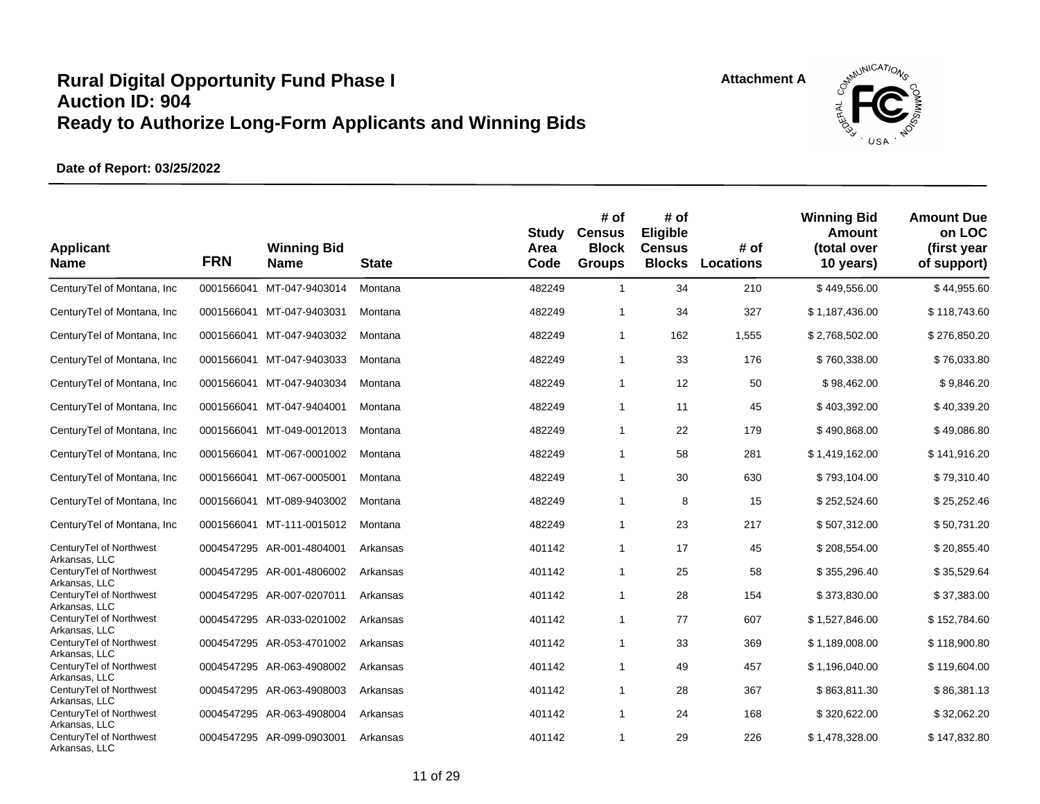# Rural Digital Opportunity Fund Phase I
# Auction ID: 904
# Ready to Authorize Long-Form Applicants and Winning Bids

**Attachment A**

**Date of Report: 03/25/2022**

| Applicant Name | FRN | Winning Bid Name | State | Study Area Code | # of Census Block Groups | # of Eligible Census Blocks | # of Locations | Winning Bid Amount (total over 10 years) | Amount Due on LOC (first year of support) |
|---|---|---|---|---|---|---|---|---|---|
| CenturyTel of Montana, Inc | 0001566041 | MT-047-9403014 | Montana | 482249 | 1 | 34 | 210 | $ 449,556.00 | $ 44,955.60 |
| CenturyTel of Montana, Inc | 0001566041 | MT-047-9403031 | Montana | 482249 | 1 | 34 | 327 | $ 1,187,436.00 | $ 118,743.60 |
| CenturyTel of Montana, Inc | 0001566041 | MT-047-9403032 | Montana | 482249 | 1 | 162 | 1,555 | $ 2,768,502.00 | $ 276,850.20 |
| CenturyTel of Montana, Inc | 0001566041 | MT-047-9403033 | Montana | 482249 | 1 | 33 | 176 | $ 760,338.00 | $ 76,033.80 |
| CenturyTel of Montana, Inc | 0001566041 | MT-047-9403034 | Montana | 482249 | 1 | 12 | 50 | $ 98,462.00 | $ 9,846.20 |
| CenturyTel of Montana, Inc | 0001566041 | MT-047-9404001 | Montana | 482249 | 1 | 11 | 45 | $ 403,392.00 | $ 40,339.20 |
| CenturyTel of Montana, Inc | 0001566041 | MT-049-0012013 | Montana | 482249 | 1 | 22 | 179 | $ 490,868.00 | $ 49,086.80 |
| CenturyTel of Montana, Inc | 0001566041 | MT-067-0001002 | Montana | 482249 | 1 | 58 | 281 | $ 1,419,162.00 | $ 141,916.20 |
| CenturyTel of Montana, Inc | 0001566041 | MT-067-0005001 | Montana | 482249 | 1 | 30 | 630 | $ 793,104.00 | $ 79,310.40 |
| CenturyTel of Montana, Inc | 0001566041 | MT-089-9403002 | Montana | 482249 | 1 | 8 | 15 | $ 252,524.60 | $ 25,252.46 |
| CenturyTel of Montana, Inc | 0001566041 | MT-111-0015012 | Montana | 482249 | 1 | 23 | 217 | $ 507,312.00 | $ 50,731.20 |
| CenturyTel of Northwest Arkansas, LLC | 0004547295 | AR-001-4804001 | Arkansas | 401142 | 1 | 17 | 45 | $ 208,554.00 | $ 20,855.40 |
| CenturyTel of Northwest Arkansas, LLC | 0004547295 | AR-001-4806002 | Arkansas | 401142 | 1 | 25 | 58 | $ 355,296.40 | $ 35,529.64 |
| CenturyTel of Northwest Arkansas, LLC | 0004547295 | AR-007-0207011 | Arkansas | 401142 | 1 | 28 | 154 | $ 373,830.00 | $ 37,383.00 |
| CenturyTel of Northwest Arkansas, LLC | 0004547295 | AR-033-0201002 | Arkansas | 401142 | 1 | 77 | 607 | $ 1,527,846.00 | $ 152,784.60 |
| CenturyTel of Northwest Arkansas, LLC | 0004547295 | AR-053-4701002 | Arkansas | 401142 | 1 | 33 | 369 | $ 1,189,008.00 | $ 118,900.80 |
| CenturyTel of Northwest Arkansas, LLC | 0004547295 | AR-063-4908002 | Arkansas | 401142 | 1 | 49 | 457 | $ 1,196,040.00 | $ 119,604.00 |
| CenturyTel of Northwest Arkansas, LLC | 0004547295 | AR-063-4908003 | Arkansas | 401142 | 1 | 28 | 367 | $ 863,811.30 | $ 86,381.13 |
| CenturyTel of Northwest Arkansas, LLC | 0004547295 | AR-063-4908004 | Arkansas | 401142 | 1 | 24 | 168 | $ 320,622.00 | $ 32,062.20 |
| CenturyTel of Northwest Arkansas, LLC | 0004547295 | AR-099-0903001 | Arkansas | 401142 | 1 | 29 | 226 | $ 1,478,328.00 | $ 147,832.80 |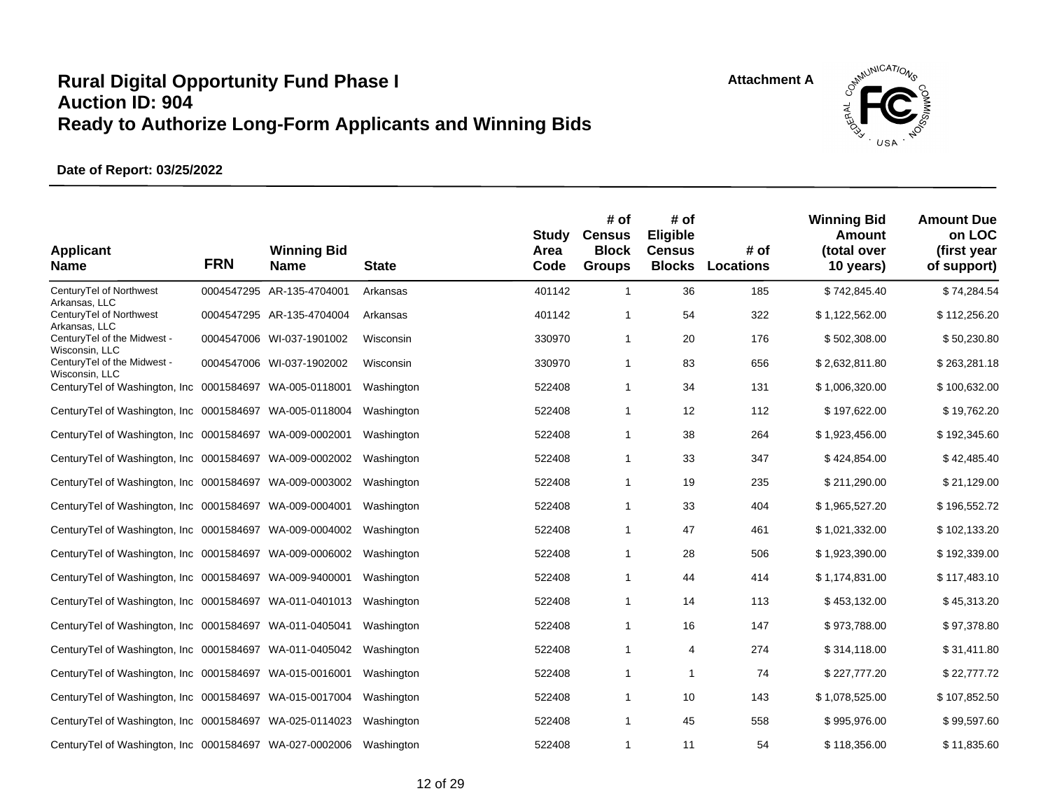# Rural Digital Opportunity Fund Phase I
# Auction ID: 904
# Ready to Authorize Long-Form Applicants and Winning Bids

Attachment A

**Date of Report: 03/25/2022**

| Applicant Name | FRN | Winning Bid Name | State | Study Area Code | # of Census Block Groups | # of Eligible Census Blocks | # of Locations | Winning Bid Amount (total over 10 years) | Amount Due on LOC (first year of support) |
|---|---|---|---|---|---|---|---|---|---|
| CenturyTel of Northwest Arkansas, LLC | 0004547295 | AR-135-4704001 | Arkansas | 401142 | 1 | 36 | 185 | $ 742,845.40 | $ 74,284.54 |
| CenturyTel of Northwest Arkansas, LLC | 0004547295 | AR-135-4704004 | Arkansas | 401142 | 1 | 54 | 322 | $ 1,122,562.00 | $ 112,256.20 |
| CenturyTel of the Midwest - Wisconsin, LLC | 0004547006 | WI-037-1901002 | Wisconsin | 330970 | 1 | 20 | 176 | $ 502,308.00 | $ 50,230.80 |
| CenturyTel of the Midwest - Wisconsin, LLC | 0004547006 | WI-037-1902002 | Wisconsin | 330970 | 1 | 83 | 656 | $ 2,632,811.80 | $ 263,281.18 |
| CenturyTel of Washington, Inc | 0001584697 | WA-005-0118001 | Washington | 522408 | 1 | 34 | 131 | $ 1,006,320.00 | $ 100,632.00 |
| CenturyTel of Washington, Inc | 0001584697 | WA-005-0118004 | Washington | 522408 | 1 | 12 | 112 | $ 197,622.00 | $ 19,762.20 |
| CenturyTel of Washington, Inc | 0001584697 | WA-009-0002001 | Washington | 522408 | 1 | 38 | 264 | $ 1,923,456.00 | $ 192,345.60 |
| CenturyTel of Washington, Inc | 0001584697 | WA-009-0002002 | Washington | 522408 | 1 | 33 | 347 | $ 424,854.00 | $ 42,485.40 |
| CenturyTel of Washington, Inc | 0001584697 | WA-009-0003002 | Washington | 522408 | 1 | 19 | 235 | $ 211,290.00 | $ 21,129.00 |
| CenturyTel of Washington, Inc | 0001584697 | WA-009-0004001 | Washington | 522408 | 1 | 33 | 404 | $ 1,965,527.20 | $ 196,552.72 |
| CenturyTel of Washington, Inc | 0001584697 | WA-009-0004002 | Washington | 522408 | 1 | 47 | 461 | $ 1,021,332.00 | $ 102,133.20 |
| CenturyTel of Washington, Inc | 0001584697 | WA-009-0006002 | Washington | 522408 | 1 | 28 | 506 | $ 1,923,390.00 | $ 192,339.00 |
| CenturyTel of Washington, Inc | 0001584697 | WA-009-9400001 | Washington | 522408 | 1 | 44 | 414 | $ 1,174,831.00 | $ 117,483.10 |
| CenturyTel of Washington, Inc | 0001584697 | WA-011-0401013 | Washington | 522408 | 1 | 14 | 113 | $ 453,132.00 | $ 45,313.20 |
| CenturyTel of Washington, Inc | 0001584697 | WA-011-0405041 | Washington | 522408 | 1 | 16 | 147 | $ 973,788.00 | $ 97,378.80 |
| CenturyTel of Washington, Inc | 0001584697 | WA-011-0405042 | Washington | 522408 | 1 | 4 | 274 | $ 314,118.00 | $ 31,411.80 |
| CenturyTel of Washington, Inc | 0001584697 | WA-015-0016001 | Washington | 522408 | 1 | 1 | 74 | $ 227,777.20 | $ 22,777.72 |
| CenturyTel of Washington, Inc | 0001584697 | WA-015-0017004 | Washington | 522408 | 1 | 10 | 143 | $ 1,078,525.00 | $ 107,852.50 |
| CenturyTel of Washington, Inc | 0001584697 | WA-025-0114023 | Washington | 522408 | 1 | 45 | 558 | $ 995,976.00 | $ 99,597.60 |
| CenturyTel of Washington, Inc | 0001584697 | WA-027-0002006 | Washington | 522408 | 1 | 11 | 54 | $ 118,356.00 | $ 11,835.60 |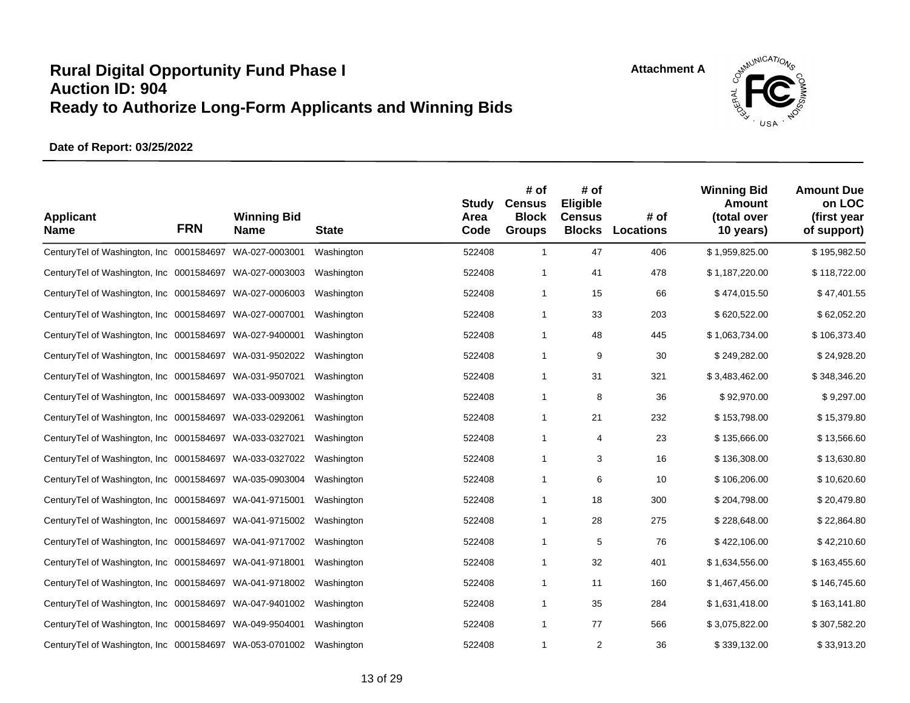# Rural Digital Opportunity Fund Phase I
# Auction ID: 904
# Ready to Authorize Long-Form Applicants and Winning Bids

Attachment A

**Date of Report: 03/25/2022**

| Applicant Name | FRN | Winning Bid Name | State | Study Area Code | # of Census Block Groups | # of Eligible Census Blocks | # of Locations | Winning Bid Amount (total over 10 years) | Amount Due on LOC (first year of support) |
|---|---|---|---|---|---|---|---|---|---|
| CenturyTel of Washington, Inc | 0001584697 | WA-027-0003001 | Washington | 522408 | 1 | 47 | 406 | $ 1,959,825.00 | $ 195,982.50 |
| CenturyTel of Washington, Inc | 0001584697 | WA-027-0003003 | Washington | 522408 | 1 | 41 | 478 | $ 1,187,220.00 | $ 118,722.00 |
| CenturyTel of Washington, Inc | 0001584697 | WA-027-0006003 | Washington | 522408 | 1 | 15 | 66 | $ 474,015.50 | $ 47,401.55 |
| CenturyTel of Washington, Inc | 0001584697 | WA-027-0007001 | Washington | 522408 | 1 | 33 | 203 | $ 620,522.00 | $ 62,052.20 |
| CenturyTel of Washington, Inc | 0001584697 | WA-027-9400001 | Washington | 522408 | 1 | 48 | 445 | $ 1,063,734.00 | $ 106,373.40 |
| CenturyTel of Washington, Inc | 0001584697 | WA-031-9502022 | Washington | 522408 | 1 | 9 | 30 | $ 249,282.00 | $ 24,928.20 |
| CenturyTel of Washington, Inc | 0001584697 | WA-031-9507021 | Washington | 522408 | 1 | 31 | 321 | $ 3,483,462.00 | $ 348,346.20 |
| CenturyTel of Washington, Inc | 0001584697 | WA-033-0093002 | Washington | 522408 | 1 | 8 | 36 | $ 92,970.00 | $ 9,297.00 |
| CenturyTel of Washington, Inc | 0001584697 | WA-033-0292061 | Washington | 522408 | 1 | 21 | 232 | $ 153,798.00 | $ 15,379.80 |
| CenturyTel of Washington, Inc | 0001584697 | WA-033-0327021 | Washington | 522408 | 1 | 4 | 23 | $ 135,666.00 | $ 13,566.60 |
| CenturyTel of Washington, Inc | 0001584697 | WA-033-0327022 | Washington | 522408 | 1 | 3 | 16 | $ 136,308.00 | $ 13,630.80 |
| CenturyTel of Washington, Inc | 0001584697 | WA-035-0903004 | Washington | 522408 | 1 | 6 | 10 | $ 106,206.00 | $ 10,620.60 |
| CenturyTel of Washington, Inc | 0001584697 | WA-041-9715001 | Washington | 522408 | 1 | 18 | 300 | $ 204,798.00 | $ 20,479.80 |
| CenturyTel of Washington, Inc | 0001584697 | WA-041-9715002 | Washington | 522408 | 1 | 28 | 275 | $ 228,648.00 | $ 22,864.80 |
| CenturyTel of Washington, Inc | 0001584697 | WA-041-9717002 | Washington | 522408 | 1 | 5 | 76 | $ 422,106.00 | $ 42,210.60 |
| CenturyTel of Washington, Inc | 0001584697 | WA-041-9718001 | Washington | 522408 | 1 | 32 | 401 | $ 1,634,556.00 | $ 163,455.60 |
| CenturyTel of Washington, Inc | 0001584697 | WA-041-9718002 | Washington | 522408 | 1 | 11 | 160 | $ 1,467,456.00 | $ 146,745.60 |
| CenturyTel of Washington, Inc | 0001584697 | WA-047-9401002 | Washington | 522408 | 1 | 35 | 284 | $ 1,631,418.00 | $ 163,141.80 |
| CenturyTel of Washington, Inc | 0001584697 | WA-049-9504001 | Washington | 522408 | 1 | 77 | 566 | $ 3,075,822.00 | $ 307,582.20 |
| CenturyTel of Washington, Inc | 0001584697 | WA-053-0701002 | Washington | 522408 | 1 | 2 | 36 | $ 339,132.00 | $ 33,913.20 |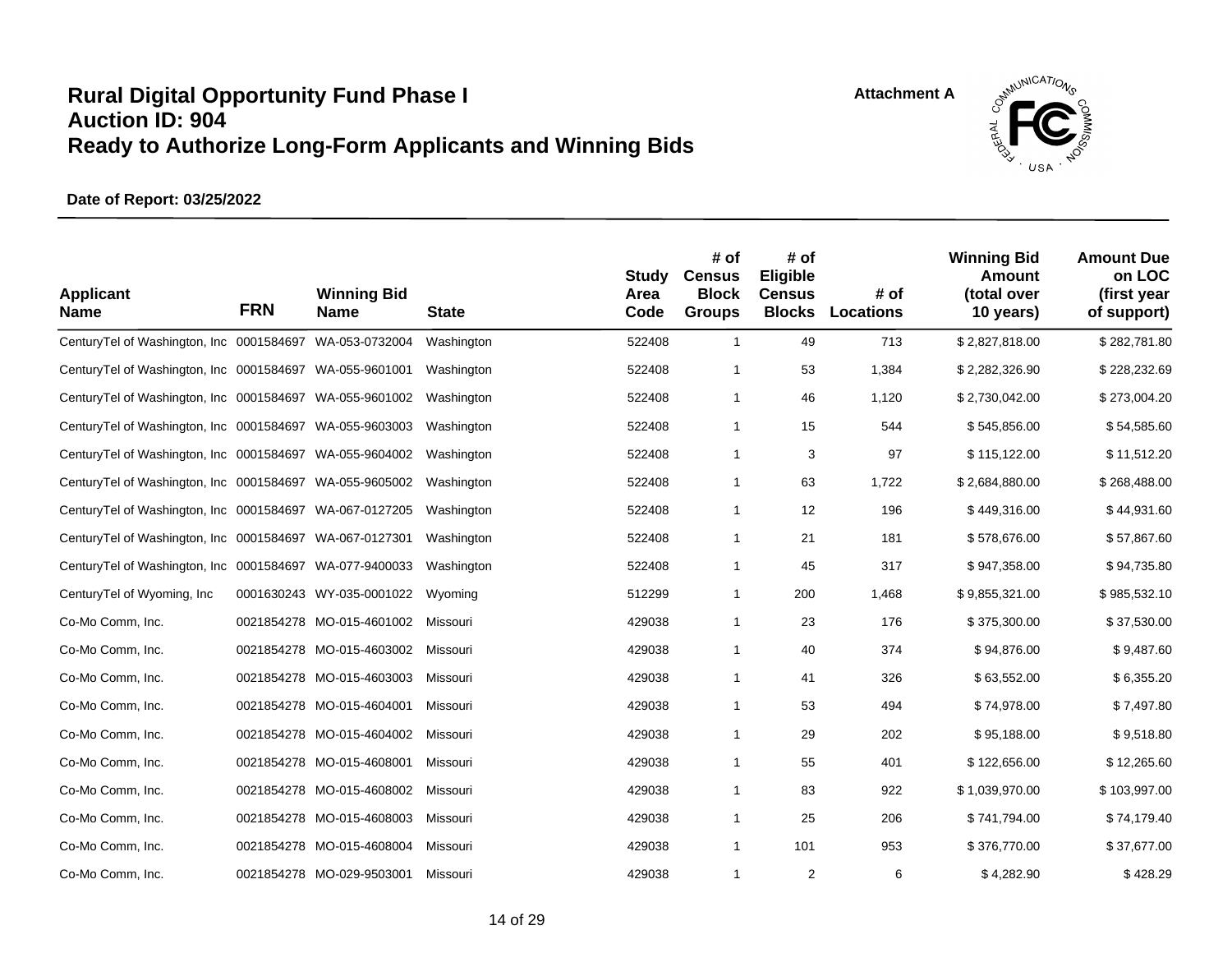# Rural Digital Opportunity Fund Phase I
# Auction ID: 904
# Ready to Authorize Long-Form Applicants and Winning Bids

Attachment A

**Date of Report: 03/25/2022**

| Applicant Name | FRN | Winning Bid Name | State | Study Area Code | # of Census Block Groups | # of Eligible Census Blocks | # of Locations | Winning Bid Amount (total over 10 years) | Amount Due on LOC (first year of support) |
|---|---|---|---|---|---|---|---|---|---|
| CenturyTel of Washington, Inc | 0001584697 | WA-053-0732004 | Washington | 522408 | 1 | 49 | 713 | $ 2,827,818.00 | $ 282,781.80 |
| CenturyTel of Washington, Inc | 0001584697 | WA-055-9601001 | Washington | 522408 | 1 | 53 | 1,384 | $ 2,282,326.90 | $ 228,232.69 |
| CenturyTel of Washington, Inc | 0001584697 | WA-055-9601002 | Washington | 522408 | 1 | 46 | 1,120 | $ 2,730,042.00 | $ 273,004.20 |
| CenturyTel of Washington, Inc | 0001584697 | WA-055-9603003 | Washington | 522408 | 1 | 15 | 544 | $ 545,856.00 | $ 54,585.60 |
| CenturyTel of Washington, Inc | 0001584697 | WA-055-9604002 | Washington | 522408 | 1 | 3 | 97 | $ 115,122.00 | $ 11,512.20 |
| CenturyTel of Washington, Inc | 0001584697 | WA-055-9605002 | Washington | 522408 | 1 | 63 | 1,722 | $ 2,684,880.00 | $ 268,488.00 |
| CenturyTel of Washington, Inc | 0001584697 | WA-067-0127205 | Washington | 522408 | 1 | 12 | 196 | $ 449,316.00 | $ 44,931.60 |
| CenturyTel of Washington, Inc | 0001584697 | WA-067-0127301 | Washington | 522408 | 1 | 21 | 181 | $ 578,676.00 | $ 57,867.60 |
| CenturyTel of Washington, Inc | 0001584697 | WA-077-9400033 | Washington | 522408 | 1 | 45 | 317 | $ 947,358.00 | $ 94,735.80 |
| CenturyTel of Wyoming, Inc | 0001630243 | WY-035-0001022 | Wyoming | 512299 | 1 | 200 | 1,468 | $ 9,855,321.00 | $ 985,532.10 |
| Co-Mo Comm, Inc. | 0021854278 | MO-015-4601002 | Missouri | 429038 | 1 | 23 | 176 | $ 375,300.00 | $ 37,530.00 |
| Co-Mo Comm, Inc. | 0021854278 | MO-015-4603002 | Missouri | 429038 | 1 | 40 | 374 | $ 94,876.00 | $ 9,487.60 |
| Co-Mo Comm, Inc. | 0021854278 | MO-015-4603003 | Missouri | 429038 | 1 | 41 | 326 | $ 63,552.00 | $ 6,355.20 |
| Co-Mo Comm, Inc. | 0021854278 | MO-015-4604001 | Missouri | 429038 | 1 | 53 | 494 | $ 74,978.00 | $ 7,497.80 |
| Co-Mo Comm, Inc. | 0021854278 | MO-015-4604002 | Missouri | 429038 | 1 | 29 | 202 | $ 95,188.00 | $ 9,518.80 |
| Co-Mo Comm, Inc. | 0021854278 | MO-015-4608001 | Missouri | 429038 | 1 | 55 | 401 | $ 122,656.00 | $ 12,265.60 |
| Co-Mo Comm, Inc. | 0021854278 | MO-015-4608002 | Missouri | 429038 | 1 | 83 | 922 | $ 1,039,970.00 | $ 103,997.00 |
| Co-Mo Comm, Inc. | 0021854278 | MO-015-4608003 | Missouri | 429038 | 1 | 25 | 206 | $ 741,794.00 | $ 74,179.40 |
| Co-Mo Comm, Inc. | 0021854278 | MO-015-4608004 | Missouri | 429038 | 1 | 101 | 953 | $ 376,770.00 | $ 37,677.00 |
| Co-Mo Comm, Inc. | 0021854278 | MO-029-9503001 | Missouri | 429038 | 1 | 2 | 6 | $ 4,282.90 | $ 428.29 |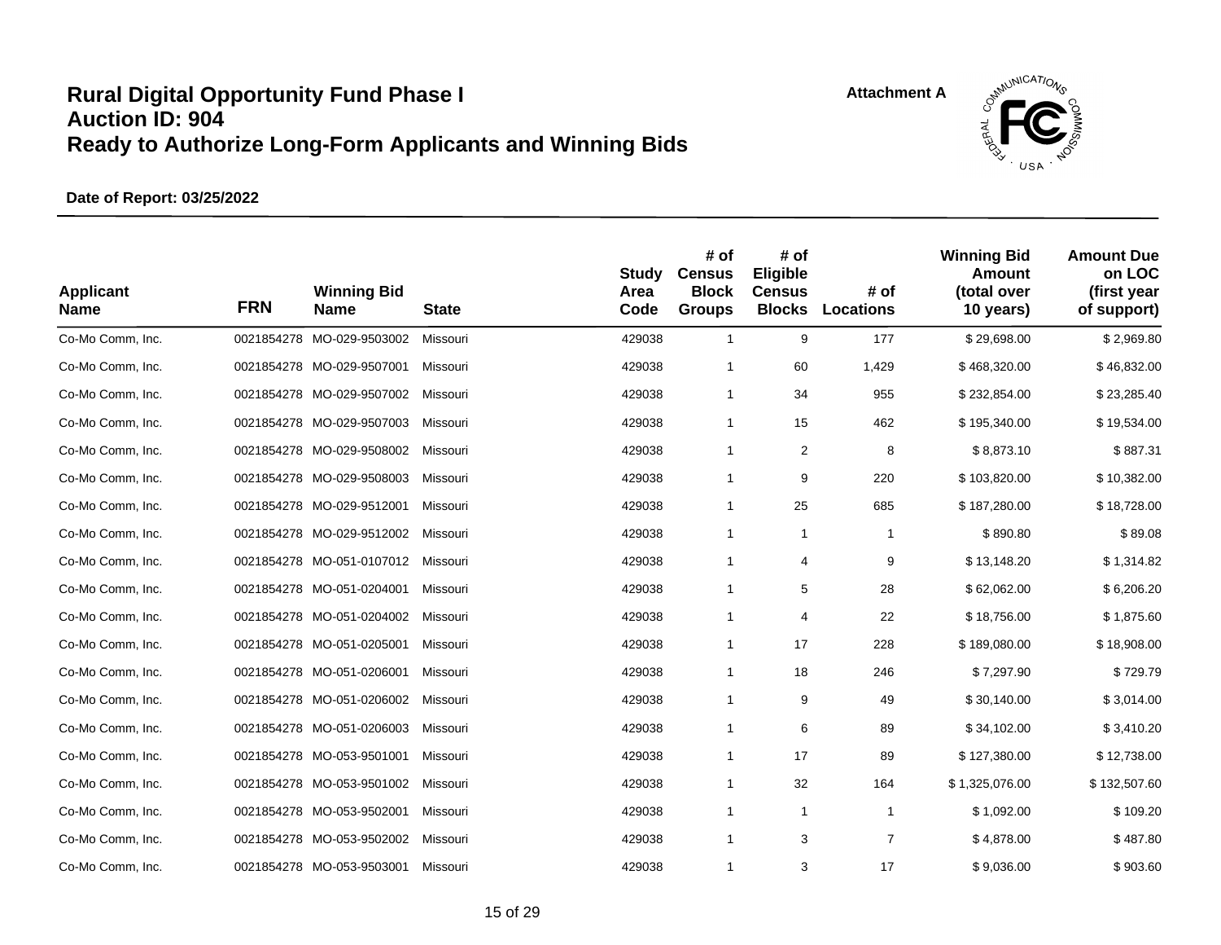# Rural Digital Opportunity Fund Phase I
## Auction ID: 904
## Ready to Authorize Long-Form Applicants and Winning Bids

Attachment A

**Date of Report: 03/25/2022**

| Applicant Name | FRN | Winning Bid Name | State | Study Area Code | # of Census Block Groups | # of Eligible Census Blocks | # of Locations | Winning Bid Amount (total over 10 years) | Amount Due on LOC (first year of support) |
|---|---|---|---|---|---|---|---|---|---|
| Co-Mo Comm, Inc. | 0021854278 | MO-029-9503002 | Missouri | 429038 | 1 | 9 | 177 | $ 29,698.00 | $ 2,969.80 |
| Co-Mo Comm, Inc. | 0021854278 | MO-029-9507001 | Missouri | 429038 | 1 | 60 | 1,429 | $ 468,320.00 | $ 46,832.00 |
| Co-Mo Comm, Inc. | 0021854278 | MO-029-9507002 | Missouri | 429038 | 1 | 34 | 955 | $ 232,854.00 | $ 23,285.40 |
| Co-Mo Comm, Inc. | 0021854278 | MO-029-9507003 | Missouri | 429038 | 1 | 15 | 462 | $ 195,340.00 | $ 19,534.00 |
| Co-Mo Comm, Inc. | 0021854278 | MO-029-9508002 | Missouri | 429038 | 1 | 2 | 8 | $ 8,873.10 | $ 887.31 |
| Co-Mo Comm, Inc. | 0021854278 | MO-029-9508003 | Missouri | 429038 | 1 | 9 | 220 | $ 103,820.00 | $ 10,382.00 |
| Co-Mo Comm, Inc. | 0021854278 | MO-029-9512001 | Missouri | 429038 | 1 | 25 | 685 | $ 187,280.00 | $ 18,728.00 |
| Co-Mo Comm, Inc. | 0021854278 | MO-029-9512002 | Missouri | 429038 | 1 | 1 | 1 | $ 890.80 | $ 89.08 |
| Co-Mo Comm, Inc. | 0021854278 | MO-051-0107012 | Missouri | 429038 | 1 | 4 | 9 | $ 13,148.20 | $ 1,314.82 |
| Co-Mo Comm, Inc. | 0021854278 | MO-051-0204001 | Missouri | 429038 | 1 | 5 | 28 | $ 62,062.00 | $ 6,206.20 |
| Co-Mo Comm, Inc. | 0021854278 | MO-051-0204002 | Missouri | 429038 | 1 | 4 | 22 | $ 18,756.00 | $ 1,875.60 |
| Co-Mo Comm, Inc. | 0021854278 | MO-051-0205001 | Missouri | 429038 | 1 | 17 | 228 | $ 189,080.00 | $ 18,908.00 |
| Co-Mo Comm, Inc. | 0021854278 | MO-051-0206001 | Missouri | 429038 | 1 | 18 | 246 | $ 7,297.90 | $ 729.79 |
| Co-Mo Comm, Inc. | 0021854278 | MO-051-0206002 | Missouri | 429038 | 1 | 9 | 49 | $ 30,140.00 | $ 3,014.00 |
| Co-Mo Comm, Inc. | 0021854278 | MO-051-0206003 | Missouri | 429038 | 1 | 6 | 89 | $ 34,102.00 | $ 3,410.20 |
| Co-Mo Comm, Inc. | 0021854278 | MO-053-9501001 | Missouri | 429038 | 1 | 17 | 89 | $ 127,380.00 | $ 12,738.00 |
| Co-Mo Comm, Inc. | 0021854278 | MO-053-9501002 | Missouri | 429038 | 1 | 32 | 164 | $ 1,325,076.00 | $ 132,507.60 |
| Co-Mo Comm, Inc. | 0021854278 | MO-053-9502001 | Missouri | 429038 | 1 | 1 | 1 | $ 1,092.00 | $ 109.20 |
| Co-Mo Comm, Inc. | 0021854278 | MO-053-9502002 | Missouri | 429038 | 1 | 3 | 7 | $ 4,878.00 | $ 487.80 |
| Co-Mo Comm, Inc. | 0021854278 | MO-053-9503001 | Missouri | 429038 | 1 | 3 | 17 | $ 9,036.00 | $ 903.60 |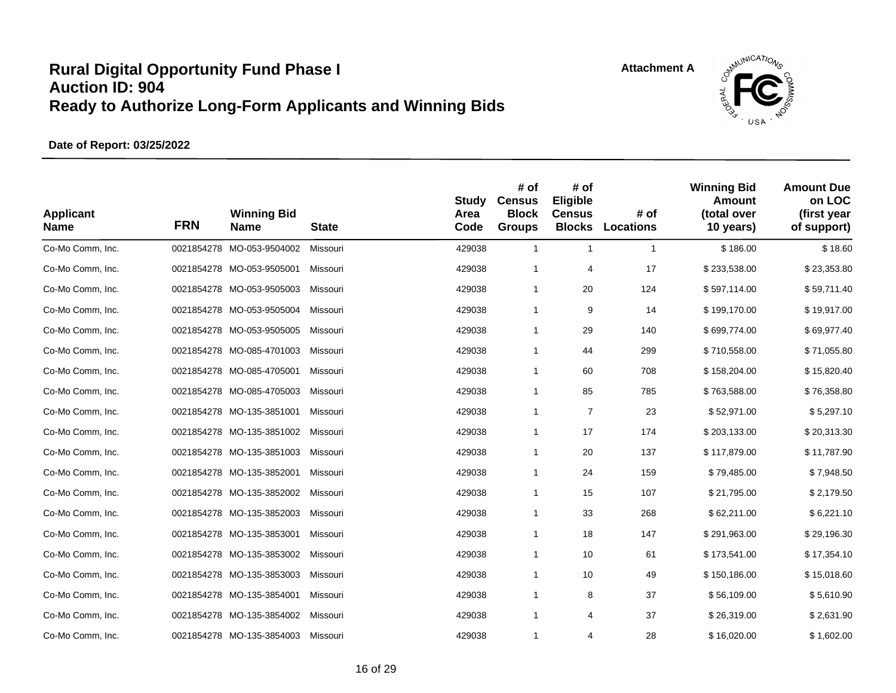# Rural Digital Opportunity Fund Phase I
# Auction ID: 904
# Ready to Authorize Long-Form Applicants and Winning Bids

Attachment A

**Date of Report: 03/25/2022**

| Applicant Name | FRN | Winning Bid Name | State | Study Area Code | # of Census Block Groups | # of Eligible Census Blocks | # of Locations | Winning Bid Amount (total over 10 years) | Amount Due on LOC (first year of support) |
|---|---|---|---|---|---|---|---|---|---|
| Co-Mo Comm, Inc. | 0021854278 | MO-053-9504002 | Missouri | 429038 | 1 | 1 | 1 | $ 186.00 | $ 18.60 |
| Co-Mo Comm, Inc. | 0021854278 | MO-053-9505001 | Missouri | 429038 | 1 | 4 | 17 | $ 233,538.00 | $ 23,353.80 |
| Co-Mo Comm, Inc. | 0021854278 | MO-053-9505003 | Missouri | 429038 | 1 | 20 | 124 | $ 597,114.00 | $ 59,711.40 |
| Co-Mo Comm, Inc. | 0021854278 | MO-053-9505004 | Missouri | 429038 | 1 | 9 | 14 | $ 199,170.00 | $ 19,917.00 |
| Co-Mo Comm, Inc. | 0021854278 | MO-053-9505005 | Missouri | 429038 | 1 | 29 | 140 | $ 699,774.00 | $ 69,977.40 |
| Co-Mo Comm, Inc. | 0021854278 | MO-085-4701003 | Missouri | 429038 | 1 | 44 | 299 | $ 710,558.00 | $ 71,055.80 |
| Co-Mo Comm, Inc. | 0021854278 | MO-085-4705001 | Missouri | 429038 | 1 | 60 | 708 | $ 158,204.00 | $ 15,820.40 |
| Co-Mo Comm, Inc. | 0021854278 | MO-085-4705003 | Missouri | 429038 | 1 | 85 | 785 | $ 763,588.00 | $ 76,358.80 |
| Co-Mo Comm, Inc. | 0021854278 | MO-135-3851001 | Missouri | 429038 | 1 | 7 | 23 | $ 52,971.00 | $ 5,297.10 |
| Co-Mo Comm, Inc. | 0021854278 | MO-135-3851002 | Missouri | 429038 | 1 | 17 | 174 | $ 203,133.00 | $ 20,313.30 |
| Co-Mo Comm, Inc. | 0021854278 | MO-135-3851003 | Missouri | 429038 | 1 | 20 | 137 | $ 117,879.00 | $ 11,787.90 |
| Co-Mo Comm, Inc. | 0021854278 | MO-135-3852001 | Missouri | 429038 | 1 | 24 | 159 | $ 79,485.00 | $ 7,948.50 |
| Co-Mo Comm, Inc. | 0021854278 | MO-135-3852002 | Missouri | 429038 | 1 | 15 | 107 | $ 21,795.00 | $ 2,179.50 |
| Co-Mo Comm, Inc. | 0021854278 | MO-135-3852003 | Missouri | 429038 | 1 | 33 | 268 | $ 62,211.00 | $ 6,221.10 |
| Co-Mo Comm, Inc. | 0021854278 | MO-135-3853001 | Missouri | 429038 | 1 | 18 | 147 | $ 291,963.00 | $ 29,196.30 |
| Co-Mo Comm, Inc. | 0021854278 | MO-135-3853002 | Missouri | 429038 | 1 | 10 | 61 | $ 173,541.00 | $ 17,354.10 |
| Co-Mo Comm, Inc. | 0021854278 | MO-135-3853003 | Missouri | 429038 | 1 | 10 | 49 | $ 150,186.00 | $ 15,018.60 |
| Co-Mo Comm, Inc. | 0021854278 | MO-135-3854001 | Missouri | 429038 | 1 | 8 | 37 | $ 56,109.00 | $ 5,610.90 |
| Co-Mo Comm, Inc. | 0021854278 | MO-135-3854002 | Missouri | 429038 | 1 | 4 | 37 | $ 26,319.00 | $ 2,631.90 |
| Co-Mo Comm, Inc. | 0021854278 | MO-135-3854003 | Missouri | 429038 | 1 | 4 | 28 | $ 16,020.00 | $ 1,602.00 |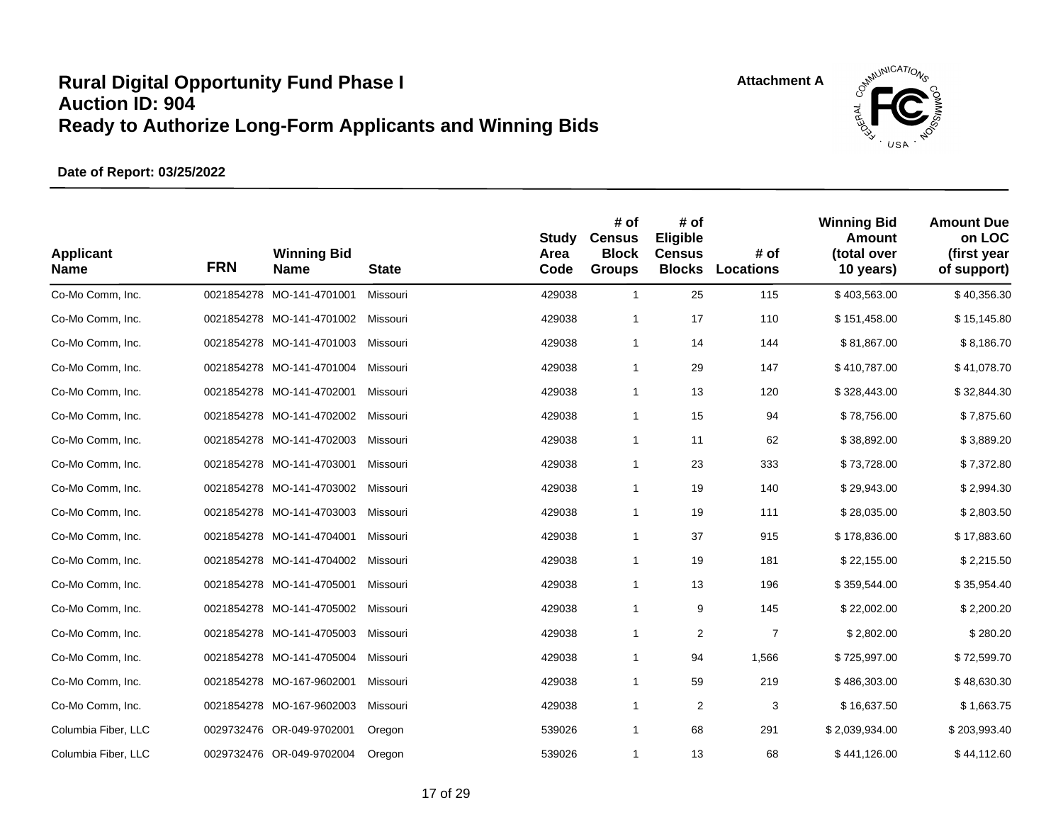# Rural Digital Opportunity Fund Phase I
# Auction ID: 904
# Ready to Authorize Long-Form Applicants and Winning Bids

Attachment A

**Date of Report: 03/25/2022**

| Applicant Name | FRN | Winning Bid Name | State | Study Area Code | # of Census Block Groups | # of Eligible Census Blocks | # of Locations | Winning Bid Amount (total over 10 years) | Amount Due on LOC (first year of support) |
|---|---|---|---|---|---|---|---|---|---|
| Co-Mo Comm, Inc. | 0021854278 | MO-141-4701001 | Missouri | 429038 | 1 | 25 | 115 | $ 403,563.00 | $ 40,356.30 |
| Co-Mo Comm, Inc. | 0021854278 | MO-141-4701002 | Missouri | 429038 | 1 | 17 | 110 | $ 151,458.00 | $ 15,145.80 |
| Co-Mo Comm, Inc. | 0021854278 | MO-141-4701003 | Missouri | 429038 | 1 | 14 | 144 | $ 81,867.00 | $ 8,186.70 |
| Co-Mo Comm, Inc. | 0021854278 | MO-141-4701004 | Missouri | 429038 | 1 | 29 | 147 | $ 410,787.00 | $ 41,078.70 |
| Co-Mo Comm, Inc. | 0021854278 | MO-141-4702001 | Missouri | 429038 | 1 | 13 | 120 | $ 328,443.00 | $ 32,844.30 |
| Co-Mo Comm, Inc. | 0021854278 | MO-141-4702002 | Missouri | 429038 | 1 | 15 | 94 | $ 78,756.00 | $ 7,875.60 |
| Co-Mo Comm, Inc. | 0021854278 | MO-141-4702003 | Missouri | 429038 | 1 | 11 | 62 | $ 38,892.00 | $ 3,889.20 |
| Co-Mo Comm, Inc. | 0021854278 | MO-141-4703001 | Missouri | 429038 | 1 | 23 | 333 | $ 73,728.00 | $ 7,372.80 |
| Co-Mo Comm, Inc. | 0021854278 | MO-141-4703002 | Missouri | 429038 | 1 | 19 | 140 | $ 29,943.00 | $ 2,994.30 |
| Co-Mo Comm, Inc. | 0021854278 | MO-141-4703003 | Missouri | 429038 | 1 | 19 | 111 | $ 28,035.00 | $ 2,803.50 |
| Co-Mo Comm, Inc. | 0021854278 | MO-141-4704001 | Missouri | 429038 | 1 | 37 | 915 | $ 178,836.00 | $ 17,883.60 |
| Co-Mo Comm, Inc. | 0021854278 | MO-141-4704002 | Missouri | 429038 | 1 | 19 | 181 | $ 22,155.00 | $ 2,215.50 |
| Co-Mo Comm, Inc. | 0021854278 | MO-141-4705001 | Missouri | 429038 | 1 | 13 | 196 | $ 359,544.00 | $ 35,954.40 |
| Co-Mo Comm, Inc. | 0021854278 | MO-141-4705002 | Missouri | 429038 | 1 | 9 | 145 | $ 22,002.00 | $ 2,200.20 |
| Co-Mo Comm, Inc. | 0021854278 | MO-141-4705003 | Missouri | 429038 | 1 | 2 | 7 | $ 2,802.00 | $ 280.20 |
| Co-Mo Comm, Inc. | 0021854278 | MO-141-4705004 | Missouri | 429038 | 1 | 94 | 1,566 | $ 725,997.00 | $ 72,599.70 |
| Co-Mo Comm, Inc. | 0021854278 | MO-167-9602001 | Missouri | 429038 | 1 | 59 | 219 | $ 486,303.00 | $ 48,630.30 |
| Co-Mo Comm, Inc. | 0021854278 | MO-167-9602003 | Missouri | 429038 | 1 | 2 | 3 | $ 16,637.50 | $ 1,663.75 |
| Columbia Fiber, LLC | 0029732476 | OR-049-9702001 | Oregon | 539026 | 1 | 68 | 291 | $ 2,039,934.00 | $ 203,993.40 |
| Columbia Fiber, LLC | 0029732476 | OR-049-9702004 | Oregon | 539026 | 1 | 13 | 68 | $ 441,126.00 | $ 44,112.60 |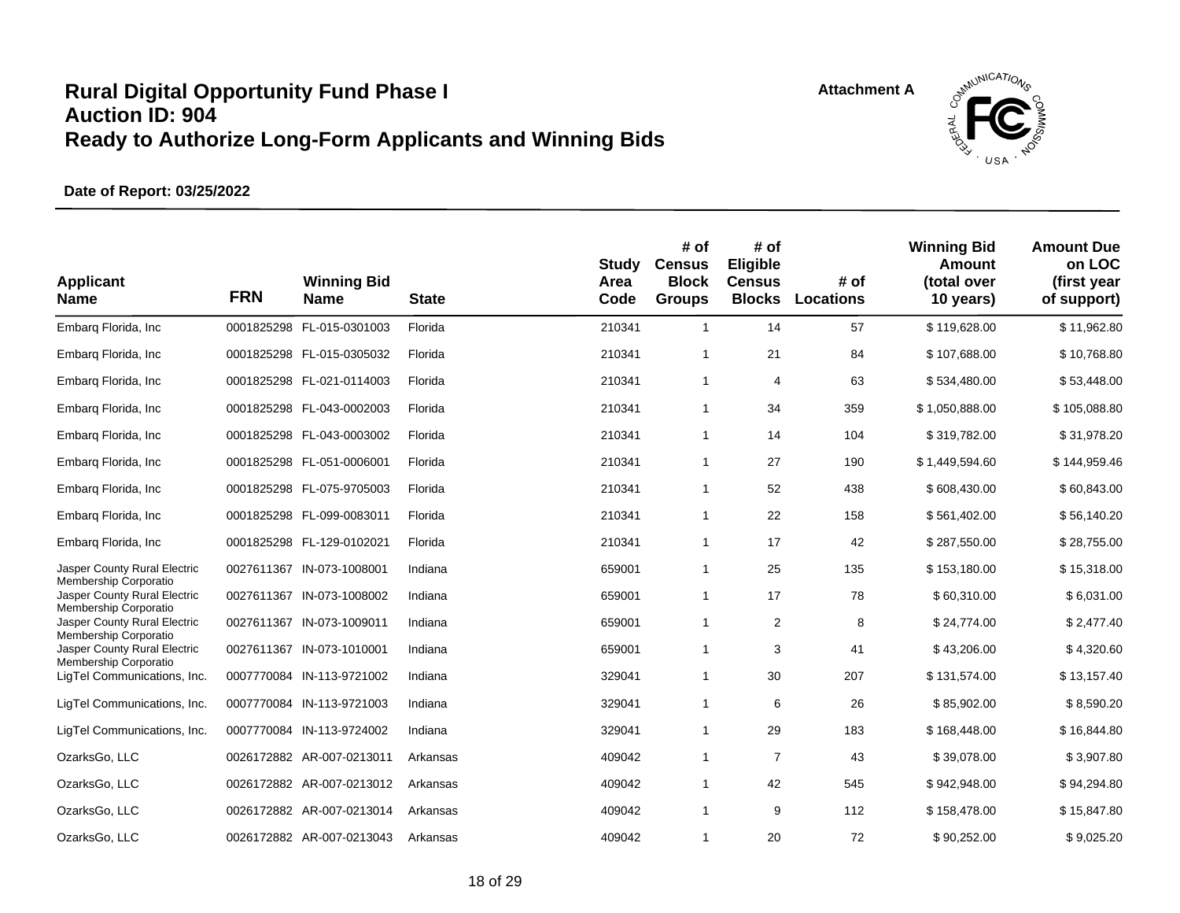# Rural Digital Opportunity Fund Phase I
# Auction ID: 904
# Ready to Authorize Long-Form Applicants and Winning Bids

Attachment A

**Date of Report: 03/25/2022**

| Applicant Name | FRN | Winning Bid Name | State | Study Area Code | # of Census Block Groups | # of Eligible Census Blocks | # of Locations | Winning Bid Amount (total over 10 years) | Amount Due on LOC (first year of support) |
|---|---|---|---|---|---|---|---|---|---|
| Embarq Florida, Inc | 0001825298 | FL-015-0301003 | Florida | 210341 | 1 | 14 | 57 | $ 119,628.00 | $ 11,962.80 |
| Embarq Florida, Inc | 0001825298 | FL-015-0305032 | Florida | 210341 | 1 | 21 | 84 | $ 107,688.00 | $ 10,768.80 |
| Embarq Florida, Inc | 0001825298 | FL-021-0114003 | Florida | 210341 | 1 | 4 | 63 | $ 534,480.00 | $ 53,448.00 |
| Embarq Florida, Inc | 0001825298 | FL-043-0002003 | Florida | 210341 | 1 | 34 | 359 | $ 1,050,888.00 | $ 105,088.80 |
| Embarq Florida, Inc | 0001825298 | FL-043-0003002 | Florida | 210341 | 1 | 14 | 104 | $ 319,782.00 | $ 31,978.20 |
| Embarq Florida, Inc | 0001825298 | FL-051-0006001 | Florida | 210341 | 1 | 27 | 190 | $ 1,449,594.60 | $ 144,959.46 |
| Embarq Florida, Inc | 0001825298 | FL-075-9705003 | Florida | 210341 | 1 | 52 | 438 | $ 608,430.00 | $ 60,843.00 |
| Embarq Florida, Inc | 0001825298 | FL-099-0083011 | Florida | 210341 | 1 | 22 | 158 | $ 561,402.00 | $ 56,140.20 |
| Embarq Florida, Inc | 0001825298 | FL-129-0102021 | Florida | 210341 | 1 | 17 | 42 | $ 287,550.00 | $ 28,755.00 |
| Jasper County Rural Electric Membership Corporatio | 0027611367 | IN-073-1008001 | Indiana | 659001 | 1 | 25 | 135 | $ 153,180.00 | $ 15,318.00 |
| Jasper County Rural Electric Membership Corporatio | 0027611367 | IN-073-1008002 | Indiana | 659001 | 1 | 17 | 78 | $ 60,310.00 | $ 6,031.00 |
| Jasper County Rural Electric Membership Corporatio | 0027611367 | IN-073-1009011 | Indiana | 659001 | 1 | 2 | 8 | $ 24,774.00 | $ 2,477.40 |
| Jasper County Rural Electric Membership Corporatio | 0027611367 | IN-073-1010001 | Indiana | 659001 | 1 | 3 | 41 | $ 43,206.00 | $ 4,320.60 |
| LigTel Communications, Inc. | 0007770084 | IN-113-9721002 | Indiana | 329041 | 1 | 30 | 207 | $ 131,574.00 | $ 13,157.40 |
| LigTel Communications, Inc. | 0007770084 | IN-113-9721003 | Indiana | 329041 | 1 | 6 | 26 | $ 85,902.00 | $ 8,590.20 |
| LigTel Communications, Inc. | 0007770084 | IN-113-9724002 | Indiana | 329041 | 1 | 29 | 183 | $ 168,448.00 | $ 16,844.80 |
| OzarksGo, LLC | 0026172882 | AR-007-0213011 | Arkansas | 409042 | 1 | 7 | 43 | $ 39,078.00 | $ 3,907.80 |
| OzarksGo, LLC | 0026172882 | AR-007-0213012 | Arkansas | 409042 | 1 | 42 | 545 | $ 942,948.00 | $ 94,294.80 |
| OzarksGo, LLC | 0026172882 | AR-007-0213014 | Arkansas | 409042 | 1 | 9 | 112 | $ 158,478.00 | $ 15,847.80 |
| OzarksGo, LLC | 0026172882 | AR-007-0213043 | Arkansas | 409042 | 1 | 20 | 72 | $ 90,252.00 | $ 9,025.20 |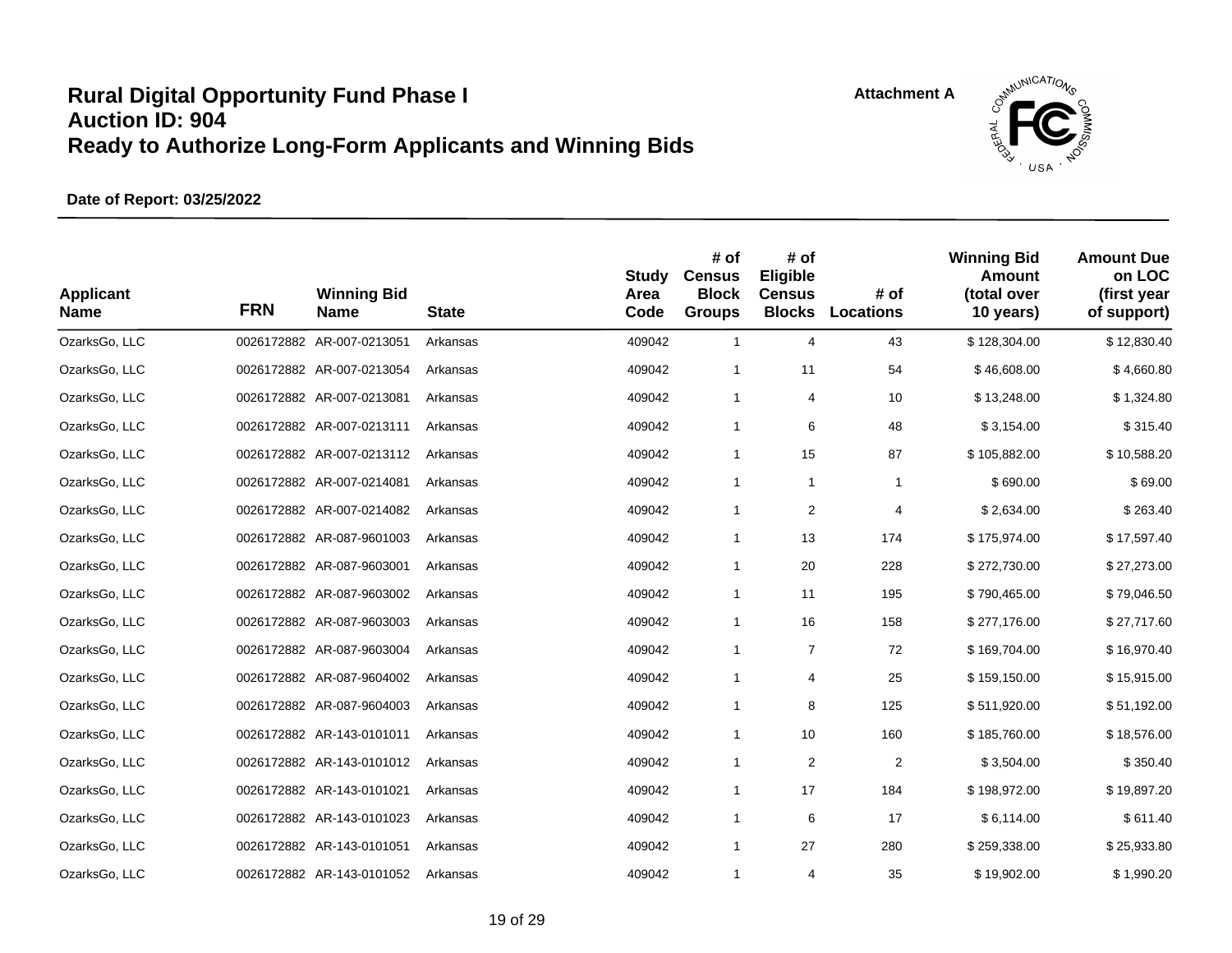# Rural Digital Opportunity Fund Phase I
# Auction ID: 904
# Ready to Authorize Long-Form Applicants and Winning Bids

**Attachment A**

**Date of Report: 03/25/2022**

| Applicant Name | FRN | Winning Bid Name | State | Study Area Code | # of Census Block Groups | # of Eligible Census Blocks | # of Locations | Winning Bid Amount (total over 10 years) | Amount Due on LOC (first year of support) |
|---|---|---|---|---|---|---|---|---|---|
| OzarksGo, LLC | 0026172882 | AR-007-0213051 | Arkansas | 409042 | 1 | 4 | 43 | $ 128,304.00 | $ 12,830.40 |
| OzarksGo, LLC | 0026172882 | AR-007-0213054 | Arkansas | 409042 | 1 | 11 | 54 | $ 46,608.00 | $ 4,660.80 |
| OzarksGo, LLC | 0026172882 | AR-007-0213081 | Arkansas | 409042 | 1 | 4 | 10 | $ 13,248.00 | $ 1,324.80 |
| OzarksGo, LLC | 0026172882 | AR-007-0213111 | Arkansas | 409042 | 1 | 6 | 48 | $ 3,154.00 | $ 315.40 |
| OzarksGo, LLC | 0026172882 | AR-007-0213112 | Arkansas | 409042 | 1 | 15 | 87 | $ 105,882.00 | $ 10,588.20 |
| OzarksGo, LLC | 0026172882 | AR-007-0214081 | Arkansas | 409042 | 1 | 1 | 1 | $ 690.00 | $ 69.00 |
| OzarksGo, LLC | 0026172882 | AR-007-0214082 | Arkansas | 409042 | 1 | 2 | 4 | $ 2,634.00 | $ 263.40 |
| OzarksGo, LLC | 0026172882 | AR-087-9601003 | Arkansas | 409042 | 1 | 13 | 174 | $ 175,974.00 | $ 17,597.40 |
| OzarksGo, LLC | 0026172882 | AR-087-9603001 | Arkansas | 409042 | 1 | 20 | 228 | $ 272,730.00 | $ 27,273.00 |
| OzarksGo, LLC | 0026172882 | AR-087-9603002 | Arkansas | 409042 | 1 | 11 | 195 | $ 790,465.00 | $ 79,046.50 |
| OzarksGo, LLC | 0026172882 | AR-087-9603003 | Arkansas | 409042 | 1 | 16 | 158 | $ 277,176.00 | $ 27,717.60 |
| OzarksGo, LLC | 0026172882 | AR-087-9603004 | Arkansas | 409042 | 1 | 7 | 72 | $ 169,704.00 | $ 16,970.40 |
| OzarksGo, LLC | 0026172882 | AR-087-9604002 | Arkansas | 409042 | 1 | 4 | 25 | $ 159,150.00 | $ 15,915.00 |
| OzarksGo, LLC | 0026172882 | AR-087-9604003 | Arkansas | 409042 | 1 | 8 | 125 | $ 511,920.00 | $ 51,192.00 |
| OzarksGo, LLC | 0026172882 | AR-143-0101011 | Arkansas | 409042 | 1 | 10 | 160 | $ 185,760.00 | $ 18,576.00 |
| OzarksGo, LLC | 0026172882 | AR-143-0101012 | Arkansas | 409042 | 1 | 2 | 2 | $ 3,504.00 | $ 350.40 |
| OzarksGo, LLC | 0026172882 | AR-143-0101021 | Arkansas | 409042 | 1 | 17 | 184 | $ 198,972.00 | $ 19,897.20 |
| OzarksGo, LLC | 0026172882 | AR-143-0101023 | Arkansas | 409042 | 1 | 6 | 17 | $ 6,114.00 | $ 611.40 |
| OzarksGo, LLC | 0026172882 | AR-143-0101051 | Arkansas | 409042 | 1 | 27 | 280 | $ 259,338.00 | $ 25,933.80 |
| OzarksGo, LLC | 0026172882 | AR-143-0101052 | Arkansas | 409042 | 1 | 4 | 35 | $ 19,902.00 | $ 1,990.20 |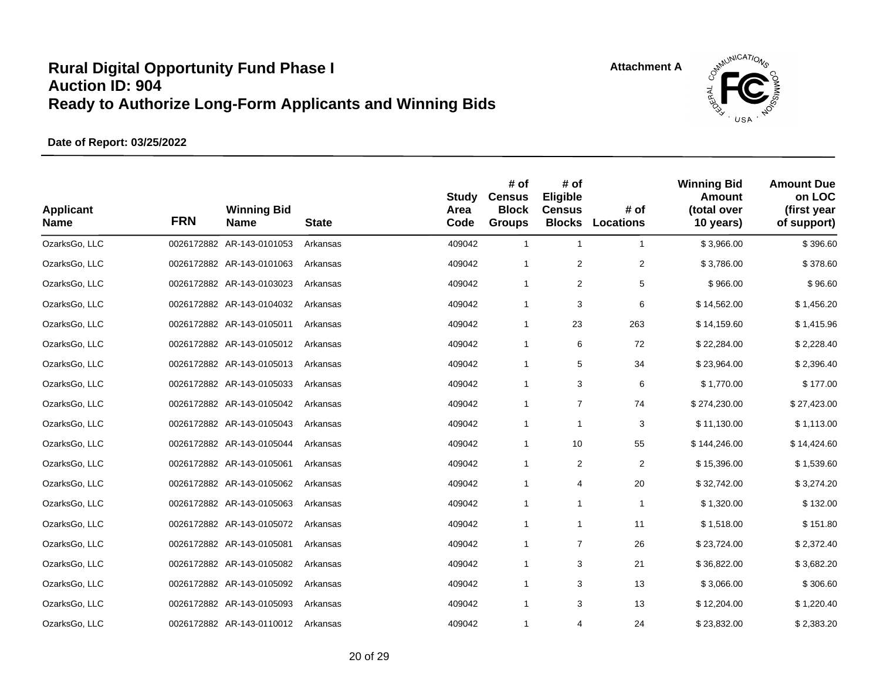# Rural Digital Opportunity Fund Phase I
# Auction ID: 904
# Ready to Authorize Long-Form Applicants and Winning Bids

**Attachment A**

**Date of Report: 03/25/2022**

| Applicant Name | FRN | Winning Bid Name | State | Study Area Code | # of Census Block Groups | # of Eligible Census Blocks | # of Locations | Winning Bid Amount (total over 10 years) | Amount Due on LOC (first year of support) |
|---|---|---|---|---|---|---|---|---|---|
| OzarksGo, LLC | 0026172882 | AR-143-0101053 | Arkansas | 409042 | 1 | 1 | 1 | $ 3,966.00 | $ 396.60 |
| OzarksGo, LLC | 0026172882 | AR-143-0101063 | Arkansas | 409042 | 1 | 2 | 2 | $ 3,786.00 | $ 378.60 |
| OzarksGo, LLC | 0026172882 | AR-143-0103023 | Arkansas | 409042 | 1 | 2 | 5 | $ 966.00 | $ 96.60 |
| OzarksGo, LLC | 0026172882 | AR-143-0104032 | Arkansas | 409042 | 1 | 3 | 6 | $ 14,562.00 | $ 1,456.20 |
| OzarksGo, LLC | 0026172882 | AR-143-0105011 | Arkansas | 409042 | 1 | 23 | 263 | $ 14,159.60 | $ 1,415.96 |
| OzarksGo, LLC | 0026172882 | AR-143-0105012 | Arkansas | 409042 | 1 | 6 | 72 | $ 22,284.00 | $ 2,228.40 |
| OzarksGo, LLC | 0026172882 | AR-143-0105013 | Arkansas | 409042 | 1 | 5 | 34 | $ 23,964.00 | $ 2,396.40 |
| OzarksGo, LLC | 0026172882 | AR-143-0105033 | Arkansas | 409042 | 1 | 3 | 6 | $ 1,770.00 | $ 177.00 |
| OzarksGo, LLC | 0026172882 | AR-143-0105042 | Arkansas | 409042 | 1 | 7 | 74 | $ 274,230.00 | $ 27,423.00 |
| OzarksGo, LLC | 0026172882 | AR-143-0105043 | Arkansas | 409042 | 1 | 1 | 3 | $ 11,130.00 | $ 1,113.00 |
| OzarksGo, LLC | 0026172882 | AR-143-0105044 | Arkansas | 409042 | 1 | 10 | 55 | $ 144,246.00 | $ 14,424.60 |
| OzarksGo, LLC | 0026172882 | AR-143-0105061 | Arkansas | 409042 | 1 | 2 | 2 | $ 15,396.00 | $ 1,539.60 |
| OzarksGo, LLC | 0026172882 | AR-143-0105062 | Arkansas | 409042 | 1 | 4 | 20 | $ 32,742.00 | $ 3,274.20 |
| OzarksGo, LLC | 0026172882 | AR-143-0105063 | Arkansas | 409042 | 1 | 1 | 1 | $ 1,320.00 | $ 132.00 |
| OzarksGo, LLC | 0026172882 | AR-143-0105072 | Arkansas | 409042 | 1 | 1 | 11 | $ 1,518.00 | $ 151.80 |
| OzarksGo, LLC | 0026172882 | AR-143-0105081 | Arkansas | 409042 | 1 | 7 | 26 | $ 23,724.00 | $ 2,372.40 |
| OzarksGo, LLC | 0026172882 | AR-143-0105082 | Arkansas | 409042 | 1 | 3 | 21 | $ 36,822.00 | $ 3,682.20 |
| OzarksGo, LLC | 0026172882 | AR-143-0105092 | Arkansas | 409042 | 1 | 3 | 13 | $ 3,066.00 | $ 306.60 |
| OzarksGo, LLC | 0026172882 | AR-143-0105093 | Arkansas | 409042 | 1 | 3 | 13 | $ 12,204.00 | $ 1,220.40 |
| OzarksGo, LLC | 0026172882 | AR-143-0110012 | Arkansas | 409042 | 1 | 4 | 24 | $ 23,832.00 | $ 2,383.20 |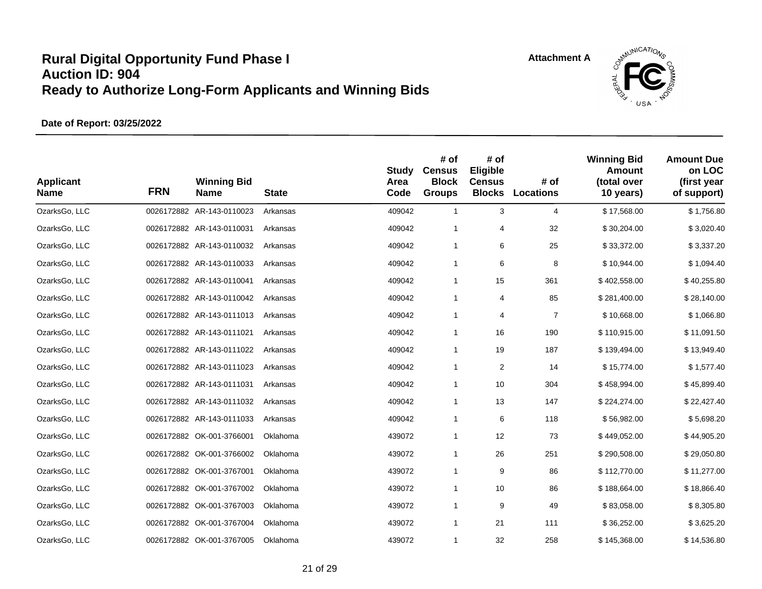# Rural Digital Opportunity Fund Phase I
# Auction ID: 904
# Ready to Authorize Long-Form Applicants and Winning Bids

**Attachment A**

**Date of Report: 03/25/2022**

| Applicant Name | FRN | Winning Bid Name | State | Study Area Code | # of Census Block Groups | # of Eligible Census Blocks | # of Locations | Winning Bid Amount (total over 10 years) | Amount Due on LOC (first year of support) |
|---|---|---|---|---|---|---|---|---|---|
| OzarksGo, LLC | 0026172882 | AR-143-0110023 | Arkansas | 409042 | 1 | 3 | 4 | $ 17,568.00 | $ 1,756.80 |
| OzarksGo, LLC | 0026172882 | AR-143-0110031 | Arkansas | 409042 | 1 | 4 | 32 | $ 30,204.00 | $ 3,020.40 |
| OzarksGo, LLC | 0026172882 | AR-143-0110032 | Arkansas | 409042 | 1 | 6 | 25 | $ 33,372.00 | $ 3,337.20 |
| OzarksGo, LLC | 0026172882 | AR-143-0110033 | Arkansas | 409042 | 1 | 6 | 8 | $ 10,944.00 | $ 1,094.40 |
| OzarksGo, LLC | 0026172882 | AR-143-0110041 | Arkansas | 409042 | 1 | 15 | 361 | $ 402,558.00 | $ 40,255.80 |
| OzarksGo, LLC | 0026172882 | AR-143-0110042 | Arkansas | 409042 | 1 | 4 | 85 | $ 281,400.00 | $ 28,140.00 |
| OzarksGo, LLC | 0026172882 | AR-143-0111013 | Arkansas | 409042 | 1 | 4 | 7 | $ 10,668.00 | $ 1,066.80 |
| OzarksGo, LLC | 0026172882 | AR-143-0111021 | Arkansas | 409042 | 1 | 16 | 190 | $ 110,915.00 | $ 11,091.50 |
| OzarksGo, LLC | 0026172882 | AR-143-0111022 | Arkansas | 409042 | 1 | 19 | 187 | $ 139,494.00 | $ 13,949.40 |
| OzarksGo, LLC | 0026172882 | AR-143-0111023 | Arkansas | 409042 | 1 | 2 | 14 | $ 15,774.00 | $ 1,577.40 |
| OzarksGo, LLC | 0026172882 | AR-143-0111031 | Arkansas | 409042 | 1 | 10 | 304 | $ 458,994.00 | $ 45,899.40 |
| OzarksGo, LLC | 0026172882 | AR-143-0111032 | Arkansas | 409042 | 1 | 13 | 147 | $ 224,274.00 | $ 22,427.40 |
| OzarksGo, LLC | 0026172882 | AR-143-0111033 | Arkansas | 409042 | 1 | 6 | 118 | $ 56,982.00 | $ 5,698.20 |
| OzarksGo, LLC | 0026172882 | OK-001-3766001 | Oklahoma | 439072 | 1 | 12 | 73 | $ 449,052.00 | $ 44,905.20 |
| OzarksGo, LLC | 0026172882 | OK-001-3766002 | Oklahoma | 439072 | 1 | 26 | 251 | $ 290,508.00 | $ 29,050.80 |
| OzarksGo, LLC | 0026172882 | OK-001-3767001 | Oklahoma | 439072 | 1 | 9 | 86 | $ 112,770.00 | $ 11,277.00 |
| OzarksGo, LLC | 0026172882 | OK-001-3767002 | Oklahoma | 439072 | 1 | 10 | 86 | $ 188,664.00 | $ 18,866.40 |
| OzarksGo, LLC | 0026172882 | OK-001-3767003 | Oklahoma | 439072 | 1 | 9 | 49 | $ 83,058.00 | $ 8,305.80 |
| OzarksGo, LLC | 0026172882 | OK-001-3767004 | Oklahoma | 439072 | 1 | 21 | 111 | $ 36,252.00 | $ 3,625.20 |
| OzarksGo, LLC | 0026172882 | OK-001-3767005 | Oklahoma | 439072 | 1 | 32 | 258 | $ 145,368.00 | $ 14,536.80 |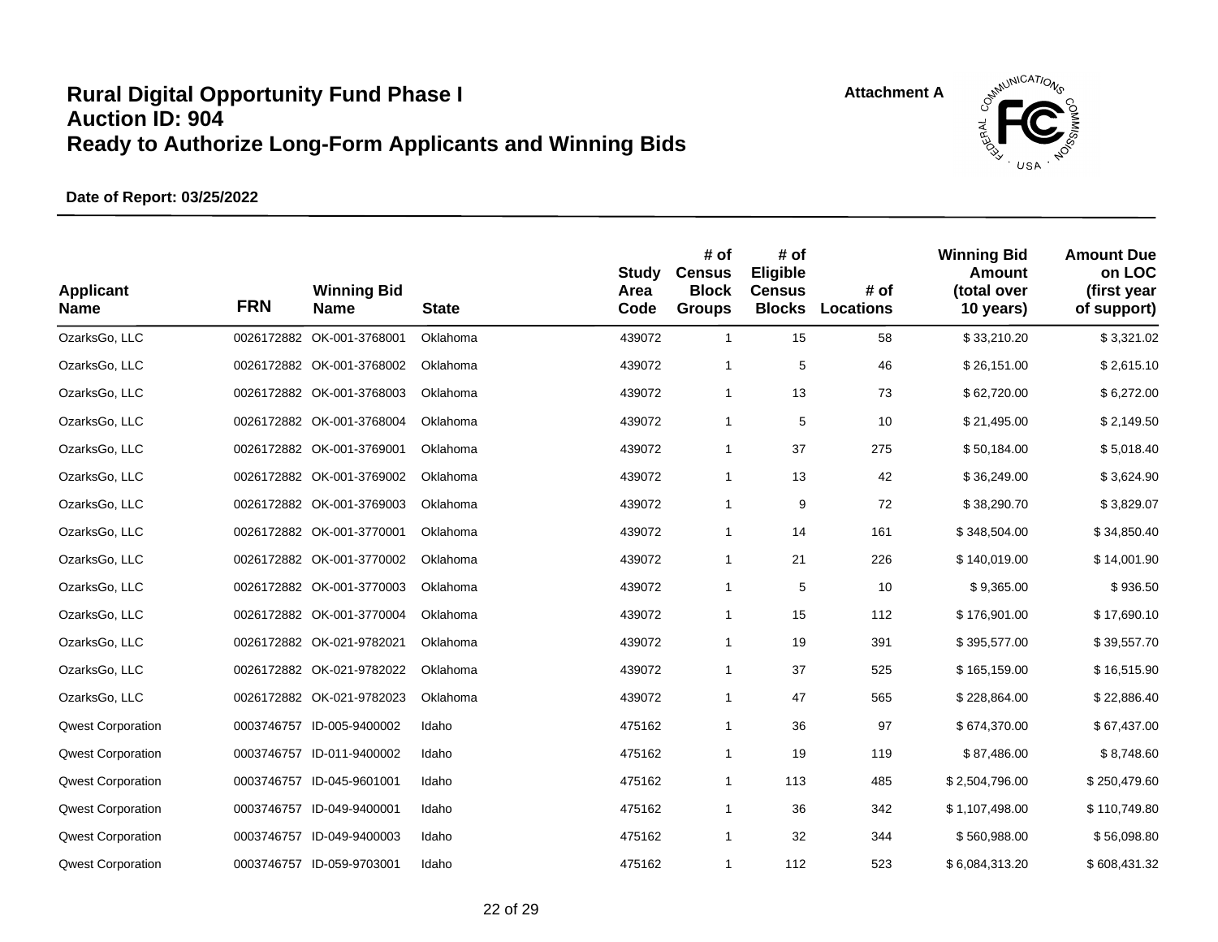# Rural Digital Opportunity Fund Phase I
# Auction ID: 904
# Ready to Authorize Long-Form Applicants and Winning Bids

**Attachment A**

**Date of Report: 03/25/2022**

| Applicant Name | FRN | Winning Bid Name | State | Study Area Code | # of Census Block Groups | # of Eligible Census Blocks | # of Locations | Winning Bid Amount (total over 10 years) | Amount Due on LOC (first year of support) |
|---|---|---|---|---|---|---|---|---|---|
| OzarksGo, LLC | 0026172882 | OK-001-3768001 | Oklahoma | 439072 | 1 | 15 | 58 | $ 33,210.20 | $ 3,321.02 |
| OzarksGo, LLC | 0026172882 | OK-001-3768002 | Oklahoma | 439072 | 1 | 5 | 46 | $ 26,151.00 | $ 2,615.10 |
| OzarksGo, LLC | 0026172882 | OK-001-3768003 | Oklahoma | 439072 | 1 | 13 | 73 | $ 62,720.00 | $ 6,272.00 |
| OzarksGo, LLC | 0026172882 | OK-001-3768004 | Oklahoma | 439072 | 1 | 5 | 10 | $ 21,495.00 | $ 2,149.50 |
| OzarksGo, LLC | 0026172882 | OK-001-3769001 | Oklahoma | 439072 | 1 | 37 | 275 | $ 50,184.00 | $ 5,018.40 |
| OzarksGo, LLC | 0026172882 | OK-001-3769002 | Oklahoma | 439072 | 1 | 13 | 42 | $ 36,249.00 | $ 3,624.90 |
| OzarksGo, LLC | 0026172882 | OK-001-3769003 | Oklahoma | 439072 | 1 | 9 | 72 | $ 38,290.70 | $ 3,829.07 |
| OzarksGo, LLC | 0026172882 | OK-001-3770001 | Oklahoma | 439072 | 1 | 14 | 161 | $ 348,504.00 | $ 34,850.40 |
| OzarksGo, LLC | 0026172882 | OK-001-3770002 | Oklahoma | 439072 | 1 | 21 | 226 | $ 140,019.00 | $ 14,001.90 |
| OzarksGo, LLC | 0026172882 | OK-001-3770003 | Oklahoma | 439072 | 1 | 5 | 10 | $ 9,365.00 | $ 936.50 |
| OzarksGo, LLC | 0026172882 | OK-001-3770004 | Oklahoma | 439072 | 1 | 15 | 112 | $ 176,901.00 | $ 17,690.10 |
| OzarksGo, LLC | 0026172882 | OK-021-9782021 | Oklahoma | 439072 | 1 | 19 | 391 | $ 395,577.00 | $ 39,557.70 |
| OzarksGo, LLC | 0026172882 | OK-021-9782022 | Oklahoma | 439072 | 1 | 37 | 525 | $ 165,159.00 | $ 16,515.90 |
| OzarksGo, LLC | 0026172882 | OK-021-9782023 | Oklahoma | 439072 | 1 | 47 | 565 | $ 228,864.00 | $ 22,886.40 |
| Qwest Corporation | 0003746757 | ID-005-9400002 | Idaho | 475162 | 1 | 36 | 97 | $ 674,370.00 | $ 67,437.00 |
| Qwest Corporation | 0003746757 | ID-011-9400002 | Idaho | 475162 | 1 | 19 | 119 | $ 87,486.00 | $ 8,748.60 |
| Qwest Corporation | 0003746757 | ID-045-9601001 | Idaho | 475162 | 1 | 113 | 485 | $ 2,504,796.00 | $ 250,479.60 |
| Qwest Corporation | 0003746757 | ID-049-9400001 | Idaho | 475162 | 1 | 36 | 342 | $ 1,107,498.00 | $ 110,749.80 |
| Qwest Corporation | 0003746757 | ID-049-9400003 | Idaho | 475162 | 1 | 32 | 344 | $ 560,988.00 | $ 56,098.80 |
| Qwest Corporation | 0003746757 | ID-059-9703001 | Idaho | 475162 | 1 | 112 | 523 | $ 6,084,313.20 | $ 608,431.32 |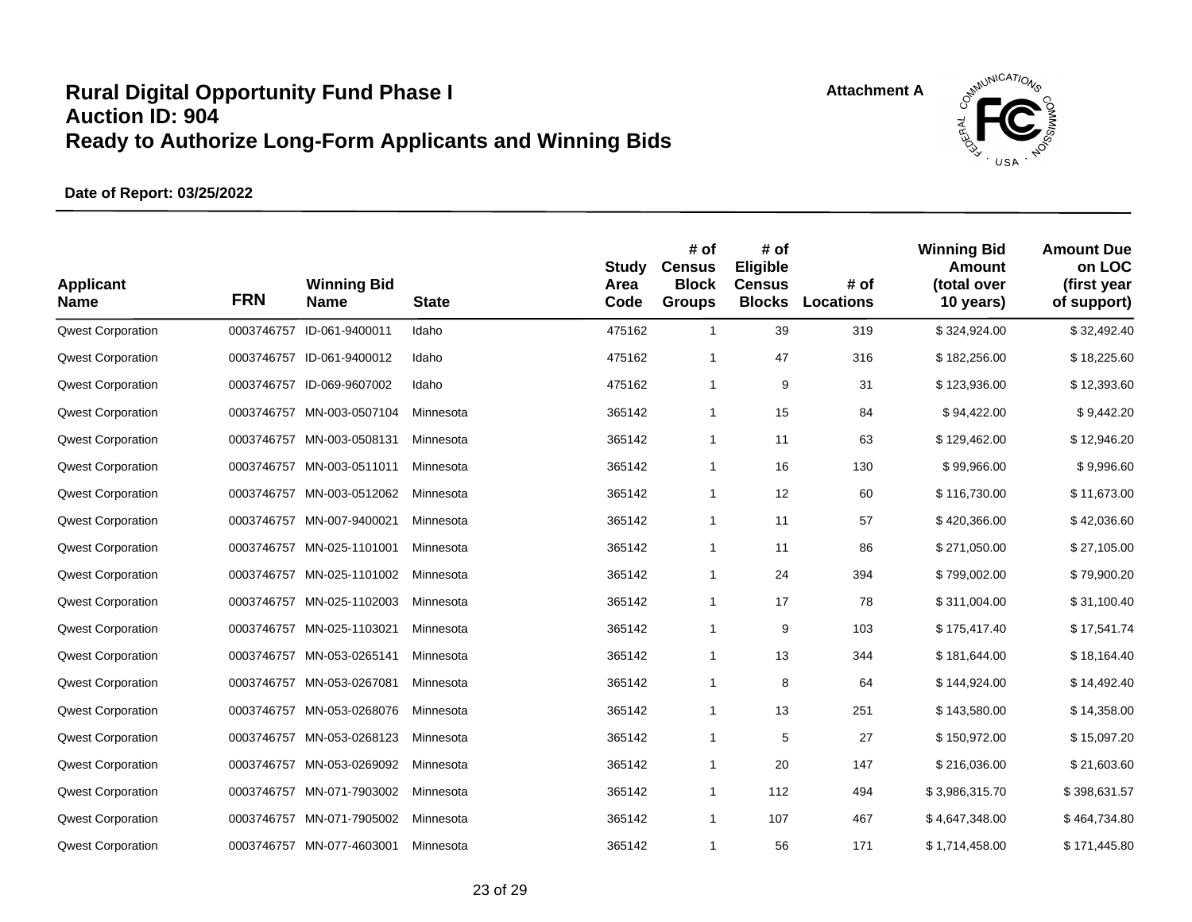# Rural Digital Opportunity Fund Phase I
# Auction ID: 904
# Ready to Authorize Long-Form Applicants and Winning Bids

**Attachment A**

**Date of Report: 03/25/2022**

| Applicant Name | FRN | Winning Bid Name | State | Study Area Code | # of Census Block Groups | # of Eligible Census Blocks | # of Locations | Winning Bid Amount (total over 10 years) | Amount Due on LOC (first year of support) |
|---|---|---|---|---|---|---|---|---|---|
| Qwest Corporation | 0003746757 | ID-061-9400011 | Idaho | 475162 | 1 | 39 | 319 | $ 324,924.00 | $ 32,492.40 |
| Qwest Corporation | 0003746757 | ID-061-9400012 | Idaho | 475162 | 1 | 47 | 316 | $ 182,256.00 | $ 18,225.60 |
| Qwest Corporation | 0003746757 | ID-069-9607002 | Idaho | 475162 | 1 | 9 | 31 | $ 123,936.00 | $ 12,393.60 |
| Qwest Corporation | 0003746757 | MN-003-0507104 | Minnesota | 365142 | 1 | 15 | 84 | $ 94,422.00 | $ 9,442.20 |
| Qwest Corporation | 0003746757 | MN-003-0508131 | Minnesota | 365142 | 1 | 11 | 63 | $ 129,462.00 | $ 12,946.20 |
| Qwest Corporation | 0003746757 | MN-003-0511011 | Minnesota | 365142 | 1 | 16 | 130 | $ 99,966.00 | $ 9,996.60 |
| Qwest Corporation | 0003746757 | MN-003-0512062 | Minnesota | 365142 | 1 | 12 | 60 | $ 116,730.00 | $ 11,673.00 |
| Qwest Corporation | 0003746757 | MN-007-9400021 | Minnesota | 365142 | 1 | 11 | 57 | $ 420,366.00 | $ 42,036.60 |
| Qwest Corporation | 0003746757 | MN-025-1101001 | Minnesota | 365142 | 1 | 11 | 86 | $ 271,050.00 | $ 27,105.00 |
| Qwest Corporation | 0003746757 | MN-025-1101002 | Minnesota | 365142 | 1 | 24 | 394 | $ 799,002.00 | $ 79,900.20 |
| Qwest Corporation | 0003746757 | MN-025-1102003 | Minnesota | 365142 | 1 | 17 | 78 | $ 311,004.00 | $ 31,100.40 |
| Qwest Corporation | 0003746757 | MN-025-1103021 | Minnesota | 365142 | 1 | 9 | 103 | $ 175,417.40 | $ 17,541.74 |
| Qwest Corporation | 0003746757 | MN-053-0265141 | Minnesota | 365142 | 1 | 13 | 344 | $ 181,644.00 | $ 18,164.40 |
| Qwest Corporation | 0003746757 | MN-053-0267081 | Minnesota | 365142 | 1 | 8 | 64 | $ 144,924.00 | $ 14,492.40 |
| Qwest Corporation | 0003746757 | MN-053-0268076 | Minnesota | 365142 | 1 | 13 | 251 | $ 143,580.00 | $ 14,358.00 |
| Qwest Corporation | 0003746757 | MN-053-0268123 | Minnesota | 365142 | 1 | 5 | 27 | $ 150,972.00 | $ 15,097.20 |
| Qwest Corporation | 0003746757 | MN-053-0269092 | Minnesota | 365142 | 1 | 20 | 147 | $ 216,036.00 | $ 21,603.60 |
| Qwest Corporation | 0003746757 | MN-071-7903002 | Minnesota | 365142 | 1 | 112 | 494 | $ 3,986,315.70 | $ 398,631.57 |
| Qwest Corporation | 0003746757 | MN-071-7905002 | Minnesota | 365142 | 1 | 107 | 467 | $ 4,647,348.00 | $ 464,734.80 |
| Qwest Corporation | 0003746757 | MN-077-4603001 | Minnesota | 365142 | 1 | 56 | 171 | $ 1,714,458.00 | $ 171,445.80 |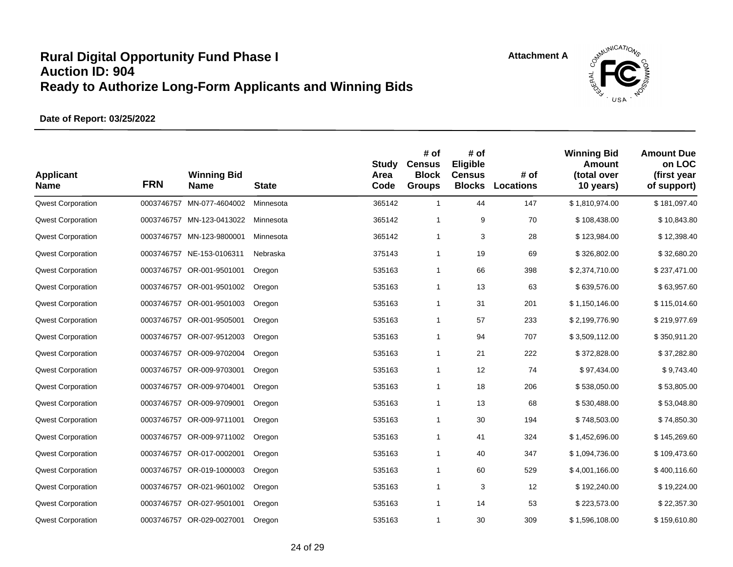# Rural Digital Opportunity Fund Phase I
# Auction ID: 904
# Ready to Authorize Long-Form Applicants and Winning Bids

Attachment A

**Date of Report: 03/25/2022**

| Applicant Name | FRN | Winning Bid Name | State | Study Area Code | # of Census Block Groups | # of Eligible Census Blocks | # of Locations | Winning Bid Amount (total over 10 years) | Amount Due on LOC (first year of support) |
|---|---|---|---|---|---|---|---|---|---|
| Qwest Corporation | 0003746757 | MN-077-4604002 | Minnesota | 365142 | 1 | 44 | 147 | $ 1,810,974.00 | $ 181,097.40 |
| Qwest Corporation | 0003746757 | MN-123-0413022 | Minnesota | 365142 | 1 | 9 | 70 | $ 108,438.00 | $ 10,843.80 |
| Qwest Corporation | 0003746757 | MN-123-9800001 | Minnesota | 365142 | 1 | 3 | 28 | $ 123,984.00 | $ 12,398.40 |
| Qwest Corporation | 0003746757 | NE-153-0106311 | Nebraska | 375143 | 1 | 19 | 69 | $ 326,802.00 | $ 32,680.20 |
| Qwest Corporation | 0003746757 | OR-001-9501001 | Oregon | 535163 | 1 | 66 | 398 | $ 2,374,710.00 | $ 237,471.00 |
| Qwest Corporation | 0003746757 | OR-001-9501002 | Oregon | 535163 | 1 | 13 | 63 | $ 639,576.00 | $ 63,957.60 |
| Qwest Corporation | 0003746757 | OR-001-9501003 | Oregon | 535163 | 1 | 31 | 201 | $ 1,150,146.00 | $ 115,014.60 |
| Qwest Corporation | 0003746757 | OR-001-9505001 | Oregon | 535163 | 1 | 57 | 233 | $ 2,199,776.90 | $ 219,977.69 |
| Qwest Corporation | 0003746757 | OR-007-9512003 | Oregon | 535163 | 1 | 94 | 707 | $ 3,509,112.00 | $ 350,911.20 |
| Qwest Corporation | 0003746757 | OR-009-9702004 | Oregon | 535163 | 1 | 21 | 222 | $ 372,828.00 | $ 37,282.80 |
| Qwest Corporation | 0003746757 | OR-009-9703001 | Oregon | 535163 | 1 | 12 | 74 | $ 97,434.00 | $ 9,743.40 |
| Qwest Corporation | 0003746757 | OR-009-9704001 | Oregon | 535163 | 1 | 18 | 206 | $ 538,050.00 | $ 53,805.00 |
| Qwest Corporation | 0003746757 | OR-009-9709001 | Oregon | 535163 | 1 | 13 | 68 | $ 530,488.00 | $ 53,048.80 |
| Qwest Corporation | 0003746757 | OR-009-9711001 | Oregon | 535163 | 1 | 30 | 194 | $ 748,503.00 | $ 74,850.30 |
| Qwest Corporation | 0003746757 | OR-009-9711002 | Oregon | 535163 | 1 | 41 | 324 | $ 1,452,696.00 | $ 145,269.60 |
| Qwest Corporation | 0003746757 | OR-017-0002001 | Oregon | 535163 | 1 | 40 | 347 | $ 1,094,736.00 | $ 109,473.60 |
| Qwest Corporation | 0003746757 | OR-019-1000003 | Oregon | 535163 | 1 | 60 | 529 | $ 4,001,166.00 | $ 400,116.60 |
| Qwest Corporation | 0003746757 | OR-021-9601002 | Oregon | 535163 | 1 | 3 | 12 | $ 192,240.00 | $ 19,224.00 |
| Qwest Corporation | 0003746757 | OR-027-9501001 | Oregon | 535163 | 1 | 14 | 53 | $ 223,573.00 | $ 22,357.30 |
| Qwest Corporation | 0003746757 | OR-029-0027001 | Oregon | 535163 | 1 | 30 | 309 | $ 1,596,108.00 | $ 159,610.80 |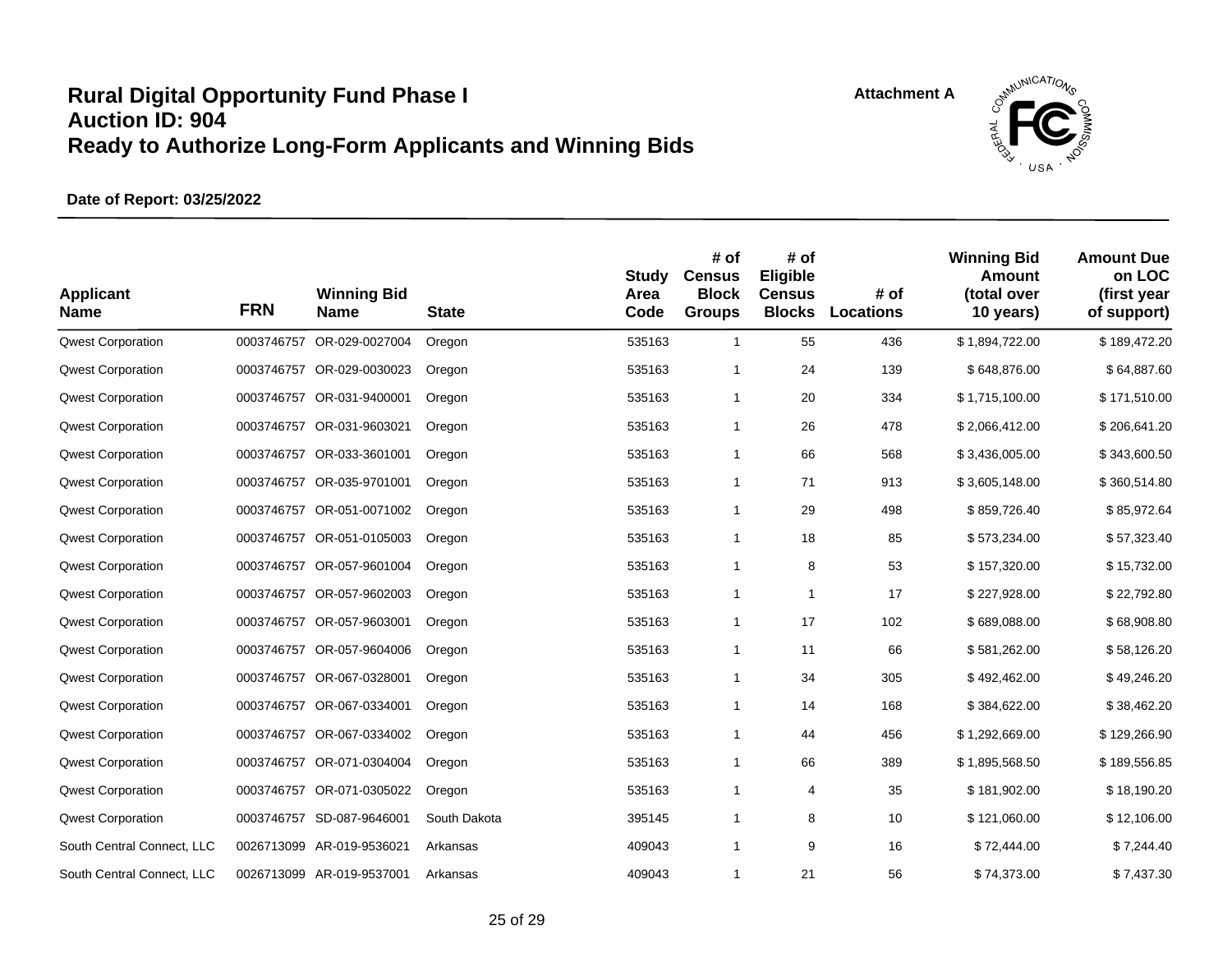# Rural Digital Opportunity Fund Phase I
# Auction ID: 904
# Ready to Authorize Long-Form Applicants and Winning Bids

Attachment A

**Date of Report: 03/25/2022**

| Applicant Name | FRN | Winning Bid Name | State | Study Area Code | # of Census Block Groups | # of Eligible Census Blocks | # of Locations | Winning Bid Amount (total over 10 years) | Amount Due on LOC (first year of support) |
|---|---|---|---|---|---|---|---|---|---|
| Qwest Corporation | 0003746757 | OR-029-0027004 | Oregon | 535163 | 1 | 55 | 436 | $ 1,894,722.00 | $ 189,472.20 |
| Qwest Corporation | 0003746757 | OR-029-0030023 | Oregon | 535163 | 1 | 24 | 139 | $ 648,876.00 | $ 64,887.60 |
| Qwest Corporation | 0003746757 | OR-031-9400001 | Oregon | 535163 | 1 | 20 | 334 | $ 1,715,100.00 | $ 171,510.00 |
| Qwest Corporation | 0003746757 | OR-031-9603021 | Oregon | 535163 | 1 | 26 | 478 | $ 2,066,412.00 | $ 206,641.20 |
| Qwest Corporation | 0003746757 | OR-033-3601001 | Oregon | 535163 | 1 | 66 | 568 | $ 3,436,005.00 | $ 343,600.50 |
| Qwest Corporation | 0003746757 | OR-035-9701001 | Oregon | 535163 | 1 | 71 | 913 | $ 3,605,148.00 | $ 360,514.80 |
| Qwest Corporation | 0003746757 | OR-051-0071002 | Oregon | 535163 | 1 | 29 | 498 | $ 859,726.40 | $ 85,972.64 |
| Qwest Corporation | 0003746757 | OR-051-0105003 | Oregon | 535163 | 1 | 18 | 85 | $ 573,234.00 | $ 57,323.40 |
| Qwest Corporation | 0003746757 | OR-057-9601004 | Oregon | 535163 | 1 | 8 | 53 | $ 157,320.00 | $ 15,732.00 |
| Qwest Corporation | 0003746757 | OR-057-9602003 | Oregon | 535163 | 1 | 1 | 17 | $ 227,928.00 | $ 22,792.80 |
| Qwest Corporation | 0003746757 | OR-057-9603001 | Oregon | 535163 | 1 | 17 | 102 | $ 689,088.00 | $ 68,908.80 |
| Qwest Corporation | 0003746757 | OR-057-9604006 | Oregon | 535163 | 1 | 11 | 66 | $ 581,262.00 | $ 58,126.20 |
| Qwest Corporation | 0003746757 | OR-067-0328001 | Oregon | 535163 | 1 | 34 | 305 | $ 492,462.00 | $ 49,246.20 |
| Qwest Corporation | 0003746757 | OR-067-0334001 | Oregon | 535163 | 1 | 14 | 168 | $ 384,622.00 | $ 38,462.20 |
| Qwest Corporation | 0003746757 | OR-067-0334002 | Oregon | 535163 | 1 | 44 | 456 | $ 1,292,669.00 | $ 129,266.90 |
| Qwest Corporation | 0003746757 | OR-071-0304004 | Oregon | 535163 | 1 | 66 | 389 | $ 1,895,568.50 | $ 189,556.85 |
| Qwest Corporation | 0003746757 | OR-071-0305022 | Oregon | 535163 | 1 | 4 | 35 | $ 181,902.00 | $ 18,190.20 |
| Qwest Corporation | 0003746757 | SD-087-9646001 | South Dakota | 395145 | 1 | 8 | 10 | $ 121,060.00 | $ 12,106.00 |
| South Central Connect, LLC | 0026713099 | AR-019-9536021 | Arkansas | 409043 | 1 | 9 | 16 | $ 72,444.00 | $ 7,244.40 |
| South Central Connect, LLC | 0026713099 | AR-019-9537001 | Arkansas | 409043 | 1 | 21 | 56 | $ 74,373.00 | $ 7,437.30 |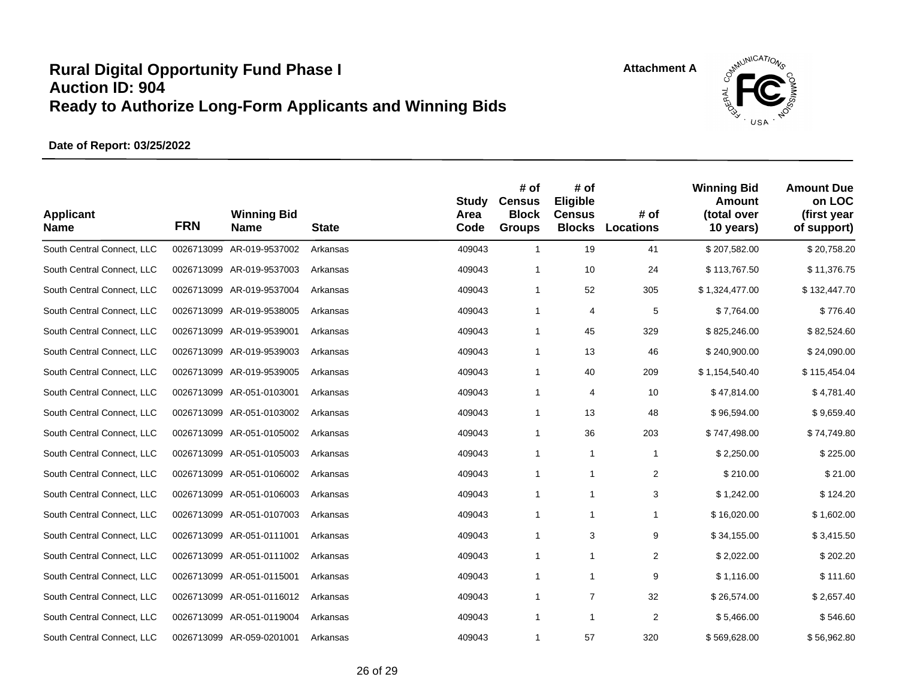# Rural Digital Opportunity Fund Phase I
# Auction ID: 904
# Ready to Authorize Long-Form Applicants and Winning Bids

Attachment A

**Date of Report: 03/25/2022**

| Applicant Name | FRN | Winning Bid Name | State | Study Area Code | # of Census Block Groups | # of Eligible Census Blocks | # of Locations | Winning Bid Amount (total over 10 years) | Amount Due on LOC (first year of support) |
|---|---|---|---|---|---|---|---|---|---|
| South Central Connect, LLC | 0026713099 | AR-019-9537002 | Arkansas | 409043 | 1 | 19 | 41 | $ 207,582.00 | $ 20,758.20 |
| South Central Connect, LLC | 0026713099 | AR-019-9537003 | Arkansas | 409043 | 1 | 10 | 24 | $ 113,767.50 | $ 11,376.75 |
| South Central Connect, LLC | 0026713099 | AR-019-9537004 | Arkansas | 409043 | 1 | 52 | 305 | $ 1,324,477.00 | $ 132,447.70 |
| South Central Connect, LLC | 0026713099 | AR-019-9538005 | Arkansas | 409043 | 1 | 4 | 5 | $ 7,764.00 | $ 776.40 |
| South Central Connect, LLC | 0026713099 | AR-019-9539001 | Arkansas | 409043 | 1 | 45 | 329 | $ 825,246.00 | $ 82,524.60 |
| South Central Connect, LLC | 0026713099 | AR-019-9539003 | Arkansas | 409043 | 1 | 13 | 46 | $ 240,900.00 | $ 24,090.00 |
| South Central Connect, LLC | 0026713099 | AR-019-9539005 | Arkansas | 409043 | 1 | 40 | 209 | $ 1,154,540.40 | $ 115,454.04 |
| South Central Connect, LLC | 0026713099 | AR-051-0103001 | Arkansas | 409043 | 1 | 4 | 10 | $ 47,814.00 | $ 4,781.40 |
| South Central Connect, LLC | 0026713099 | AR-051-0103002 | Arkansas | 409043 | 1 | 13 | 48 | $ 96,594.00 | $ 9,659.40 |
| South Central Connect, LLC | 0026713099 | AR-051-0105002 | Arkansas | 409043 | 1 | 36 | 203 | $ 747,498.00 | $ 74,749.80 |
| South Central Connect, LLC | 0026713099 | AR-051-0105003 | Arkansas | 409043 | 1 | 1 | 1 | $ 2,250.00 | $ 225.00 |
| South Central Connect, LLC | 0026713099 | AR-051-0106002 | Arkansas | 409043 | 1 | 1 | 2 | $ 210.00 | $ 21.00 |
| South Central Connect, LLC | 0026713099 | AR-051-0106003 | Arkansas | 409043 | 1 | 1 | 3 | $ 1,242.00 | $ 124.20 |
| South Central Connect, LLC | 0026713099 | AR-051-0107003 | Arkansas | 409043 | 1 | 1 | 1 | $ 16,020.00 | $ 1,602.00 |
| South Central Connect, LLC | 0026713099 | AR-051-0111001 | Arkansas | 409043 | 1 | 3 | 9 | $ 34,155.00 | $ 3,415.50 |
| South Central Connect, LLC | 0026713099 | AR-051-0111002 | Arkansas | 409043 | 1 | 1 | 2 | $ 2,022.00 | $ 202.20 |
| South Central Connect, LLC | 0026713099 | AR-051-0115001 | Arkansas | 409043 | 1 | 1 | 9 | $ 1,116.00 | $ 111.60 |
| South Central Connect, LLC | 0026713099 | AR-051-0116012 | Arkansas | 409043 | 1 | 7 | 32 | $ 26,574.00 | $ 2,657.40 |
| South Central Connect, LLC | 0026713099 | AR-051-0119004 | Arkansas | 409043 | 1 | 1 | 2 | $ 5,466.00 | $ 546.60 |
| South Central Connect, LLC | 0026713099 | AR-059-0201001 | Arkansas | 409043 | 1 | 57 | 320 | $ 569,628.00 | $ 56,962.80 |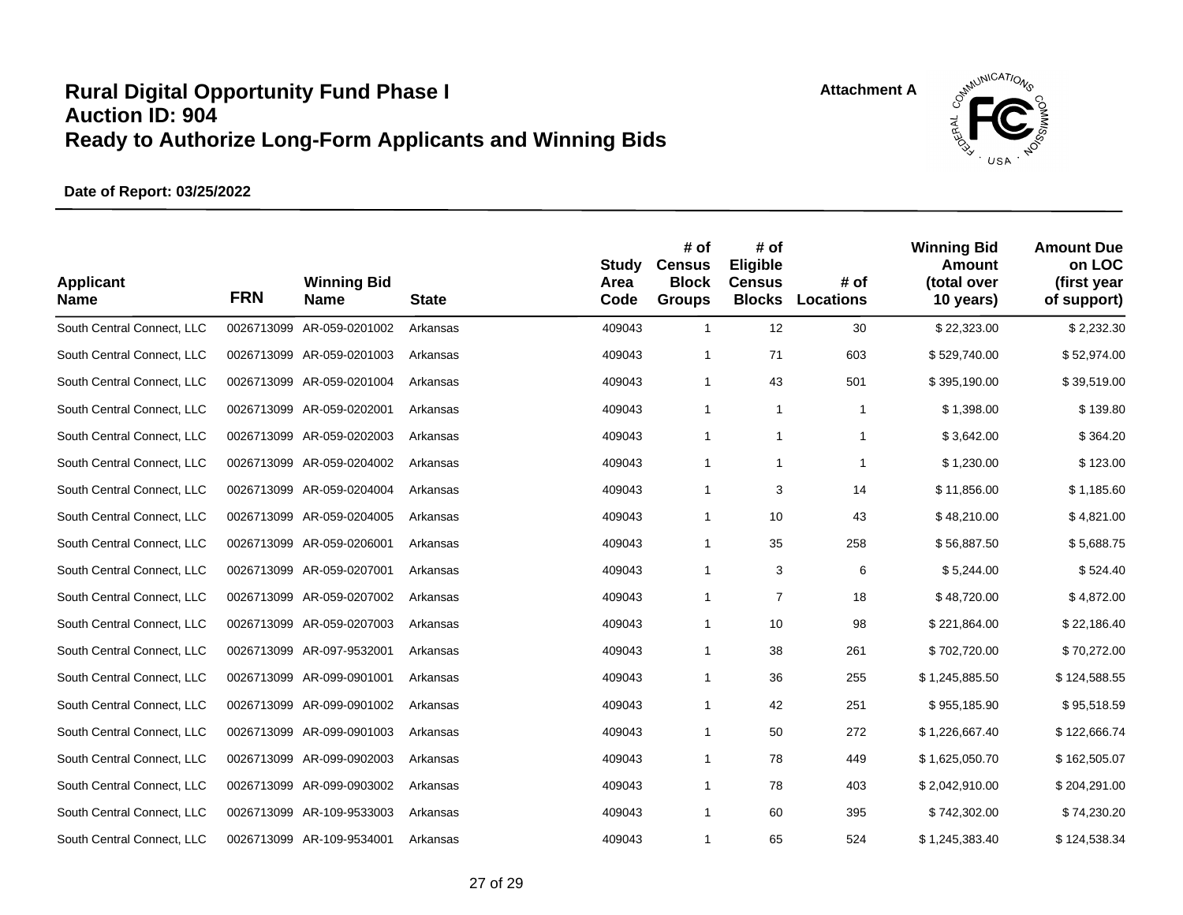# Rural Digital Opportunity Fund Phase I
# Auction ID: 904
# Ready to Authorize Long-Form Applicants and Winning Bids

Attachment A

**Date of Report: 03/25/2022**

| Applicant Name | FRN | Winning Bid Name | State | Study Area Code | # of Census Block Groups | # of Eligible Census Blocks | # of Locations | Winning Bid Amount (total over 10 years) | Amount Due on LOC (first year of support) |
|---|---|---|---|---|---|---|---|---|---|
| South Central Connect, LLC | 0026713099 | AR-059-0201002 | Arkansas | 409043 | 1 | 12 | 30 | $ 22,323.00 | $ 2,232.30 |
| South Central Connect, LLC | 0026713099 | AR-059-0201003 | Arkansas | 409043 | 1 | 71 | 603 | $ 529,740.00 | $ 52,974.00 |
| South Central Connect, LLC | 0026713099 | AR-059-0201004 | Arkansas | 409043 | 1 | 43 | 501 | $ 395,190.00 | $ 39,519.00 |
| South Central Connect, LLC | 0026713099 | AR-059-0202001 | Arkansas | 409043 | 1 | 1 | 1 | $ 1,398.00 | $ 139.80 |
| South Central Connect, LLC | 0026713099 | AR-059-0202003 | Arkansas | 409043 | 1 | 1 | 1 | $ 3,642.00 | $ 364.20 |
| South Central Connect, LLC | 0026713099 | AR-059-0204002 | Arkansas | 409043 | 1 | 1 | 1 | $ 1,230.00 | $ 123.00 |
| South Central Connect, LLC | 0026713099 | AR-059-0204004 | Arkansas | 409043 | 1 | 3 | 14 | $ 11,856.00 | $ 1,185.60 |
| South Central Connect, LLC | 0026713099 | AR-059-0204005 | Arkansas | 409043 | 1 | 10 | 43 | $ 48,210.00 | $ 4,821.00 |
| South Central Connect, LLC | 0026713099 | AR-059-0206001 | Arkansas | 409043 | 1 | 35 | 258 | $ 56,887.50 | $ 5,688.75 |
| South Central Connect, LLC | 0026713099 | AR-059-0207001 | Arkansas | 409043 | 1 | 3 | 6 | $ 5,244.00 | $ 524.40 |
| South Central Connect, LLC | 0026713099 | AR-059-0207002 | Arkansas | 409043 | 1 | 7 | 18 | $ 48,720.00 | $ 4,872.00 |
| South Central Connect, LLC | 0026713099 | AR-059-0207003 | Arkansas | 409043 | 1 | 10 | 98 | $ 221,864.00 | $ 22,186.40 |
| South Central Connect, LLC | 0026713099 | AR-097-9532001 | Arkansas | 409043 | 1 | 38 | 261 | $ 702,720.00 | $ 70,272.00 |
| South Central Connect, LLC | 0026713099 | AR-099-0901001 | Arkansas | 409043 | 1 | 36 | 255 | $ 1,245,885.50 | $ 124,588.55 |
| South Central Connect, LLC | 0026713099 | AR-099-0901002 | Arkansas | 409043 | 1 | 42 | 251 | $ 955,185.90 | $ 95,518.59 |
| South Central Connect, LLC | 0026713099 | AR-099-0901003 | Arkansas | 409043 | 1 | 50 | 272 | $ 1,226,667.40 | $ 122,666.74 |
| South Central Connect, LLC | 0026713099 | AR-099-0902003 | Arkansas | 409043 | 1 | 78 | 449 | $ 1,625,050.70 | $ 162,505.07 |
| South Central Connect, LLC | 0026713099 | AR-099-0903002 | Arkansas | 409043 | 1 | 78 | 403 | $ 2,042,910.00 | $ 204,291.00 |
| South Central Connect, LLC | 0026713099 | AR-109-9533003 | Arkansas | 409043 | 1 | 60 | 395 | $ 742,302.00 | $ 74,230.20 |
| South Central Connect, LLC | 0026713099 | AR-109-9534001 | Arkansas | 409043 | 1 | 65 | 524 | $ 1,245,383.40 | $ 124,538.34 |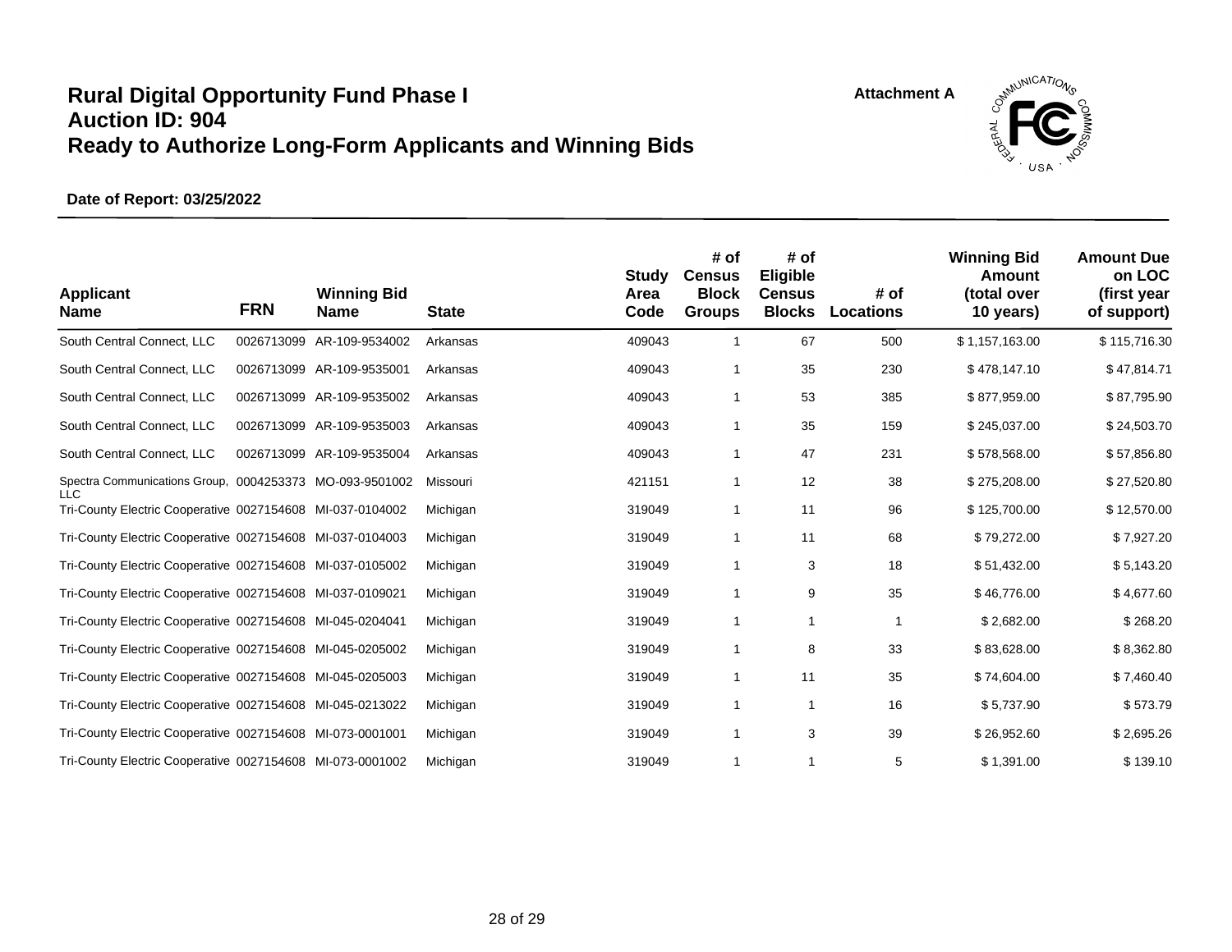# Rural Digital Opportunity Fund Phase I
# Auction ID: 904
# Ready to Authorize Long-Form Applicants and Winning Bids

**Attachment A**

**Date of Report: 03/25/2022**

| Applicant Name | FRN | Winning Bid Name | State | Study Area Code | # of Census Block Groups | # of Eligible Census Blocks | # of Locations | Winning Bid Amount (total over 10 years) | Amount Due on LOC (first year of support) |
|---|---|---|---|---|---|---|---|---|---|
| South Central Connect, LLC | 0026713099 | AR-109-9534002 | Arkansas | 409043 | 1 | 67 | 500 | $ 1,157,163.00 | $ 115,716.30 |
| South Central Connect, LLC | 0026713099 | AR-109-9535001 | Arkansas | 409043 | 1 | 35 | 230 | $ 478,147.10 | $ 47,814.71 |
| South Central Connect, LLC | 0026713099 | AR-109-9535002 | Arkansas | 409043 | 1 | 53 | 385 | $ 877,959.00 | $ 87,795.90 |
| South Central Connect, LLC | 0026713099 | AR-109-9535003 | Arkansas | 409043 | 1 | 35 | 159 | $ 245,037.00 | $ 24,503.70 |
| South Central Connect, LLC | 0026713099 | AR-109-9535004 | Arkansas | 409043 | 1 | 47 | 231 | $ 578,568.00 | $ 57,856.80 |
| Spectra Communications Group, LLC | 0004253373 | MO-093-9501002 | Missouri | 421151 | 1 | 12 | 38 | $ 275,208.00 | $ 27,520.80 |
| Tri-County Electric Cooperative | 0027154608 | MI-037-0104002 | Michigan | 319049 | 1 | 11 | 96 | $ 125,700.00 | $ 12,570.00 |
| Tri-County Electric Cooperative | 0027154608 | MI-037-0104003 | Michigan | 319049 | 1 | 11 | 68 | $ 79,272.00 | $ 7,927.20 |
| Tri-County Electric Cooperative | 0027154608 | MI-037-0105002 | Michigan | 319049 | 1 | 3 | 18 | $ 51,432.00 | $ 5,143.20 |
| Tri-County Electric Cooperative | 0027154608 | MI-037-0109021 | Michigan | 319049 | 1 | 9 | 35 | $ 46,776.00 | $ 4,677.60 |
| Tri-County Electric Cooperative | 0027154608 | MI-045-0204041 | Michigan | 319049 | 1 | 1 | 1 | $ 2,682.00 | $ 268.20 |
| Tri-County Electric Cooperative | 0027154608 | MI-045-0205002 | Michigan | 319049 | 1 | 8 | 33 | $ 83,628.00 | $ 8,362.80 |
| Tri-County Electric Cooperative | 0027154608 | MI-045-0205003 | Michigan | 319049 | 1 | 11 | 35 | $ 74,604.00 | $ 7,460.40 |
| Tri-County Electric Cooperative | 0027154608 | MI-045-0213022 | Michigan | 319049 | 1 | 1 | 16 | $ 5,737.90 | $ 573.79 |
| Tri-County Electric Cooperative | 0027154608 | MI-073-0001001 | Michigan | 319049 | 1 | 3 | 39 | $ 26,952.60 | $ 2,695.26 |
| Tri-County Electric Cooperative | 0027154608 | MI-073-0001002 | Michigan | 319049 | 1 | 1 | 5 | $ 1,391.00 | $ 139.10 |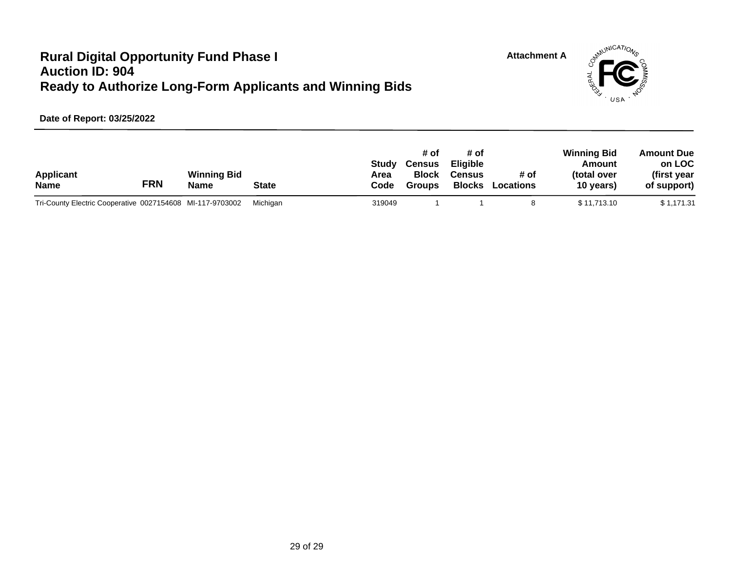# Rural Digital Opportunity Fund Phase I
# Auction ID: 904
# Ready to Authorize Long-Form Applicants and Winning Bids

Attachment A

**Date of Report: 03/25/2022**

| Applicant Name | FRN | Winning Bid Name | State | Study Area Code | # of Census Block Groups | # of Eligible Census Blocks | # of Locations | Winning Bid Amount (total over 10 years) | Amount Due on LOC (first year of support) |
|---|---|---|---|---|---|---|---|---|---|
| Tri-County Electric Cooperative | 0027154608 | MI-117-9703002 | Michigan | 319049 | 1 | 1 | 8 | $ 11,713.10 | $ 1,171.31 |